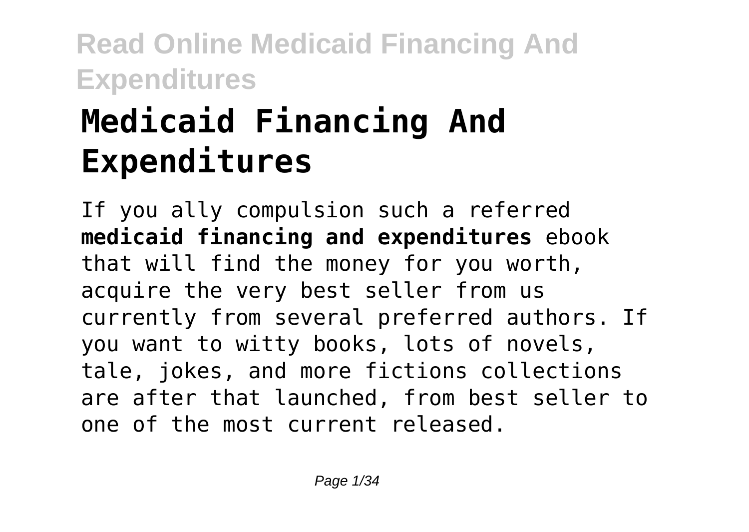# Medicaid Financing And Expenditures

If you ally compulsion such a referred **medicaid financing and expenditures** ebook that will find the money for you worth, acquire the very best seller from us currently from several preferred authors. If you want to witty books, lots of novels, tale, jokes, and more fictions collections are after that launched, from best seller to one of the most current released.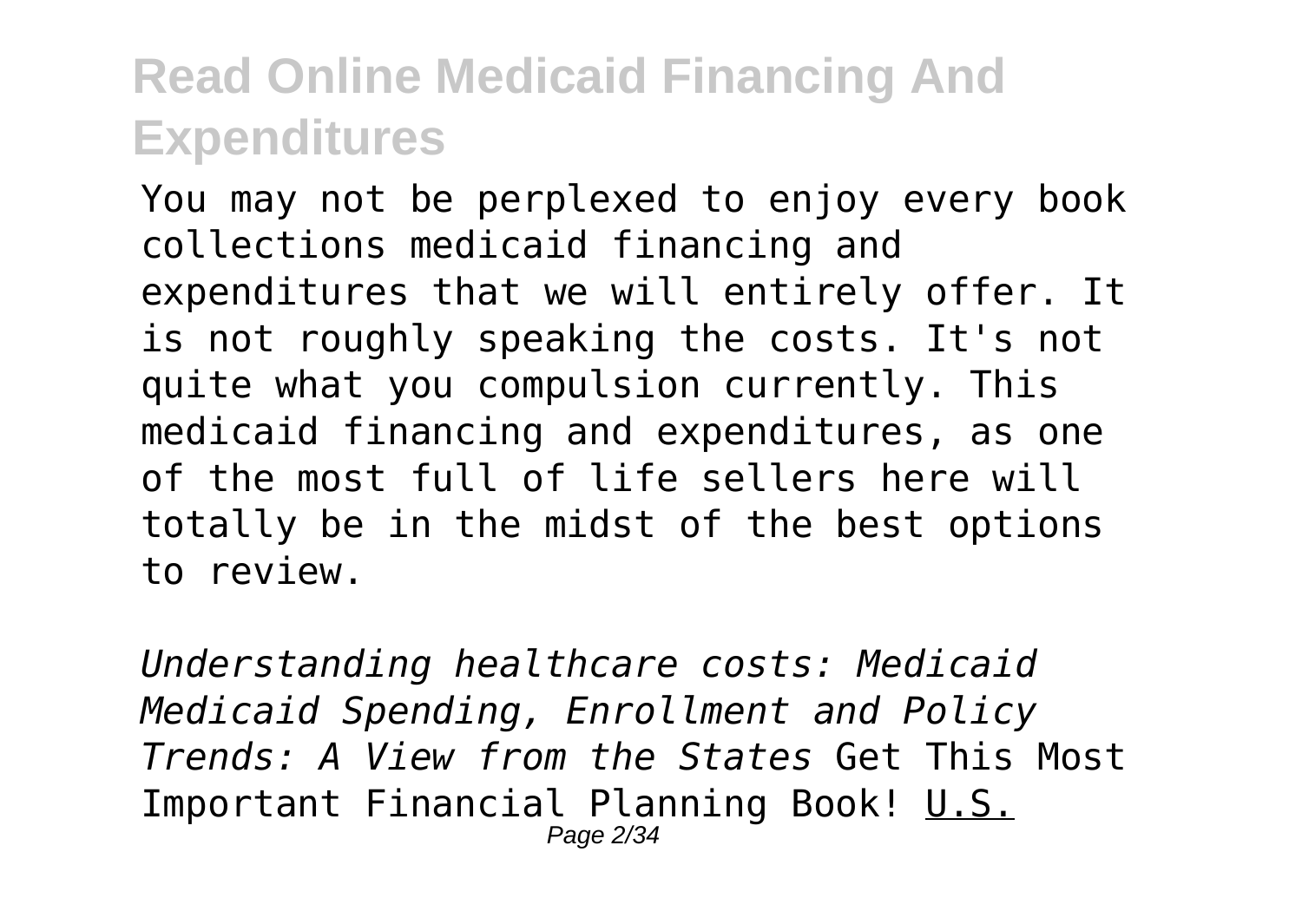# Read Online Medicaid Financing And Expenditures

You may not be perplexed to enjoy every book collections medicaid financing and expenditures that we will entirely offer. It is not roughly speaking the costs. It's not quite what you compulsion currently. This medicaid financing and expenditures, as one of the most full of life sellers here will totally be in the midst of the best options to review.

*Understanding healthcare costs: Medicaid Medicaid Spending, Enrollment and Policy Trends: A View from the States* Get This Most Important Financial Planning Book! U.S.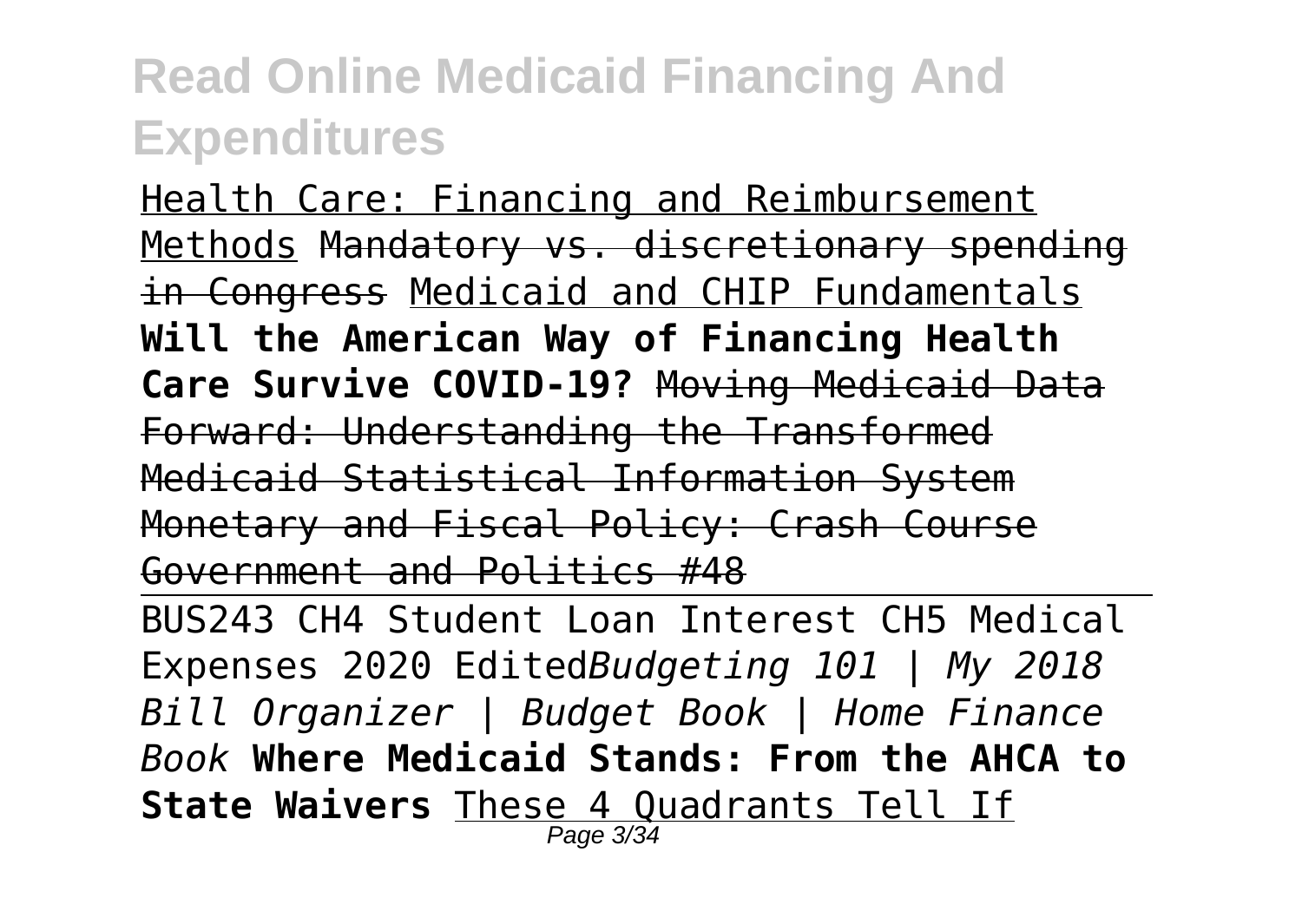Health Care: Financing and Reimbursement Methods Mandatory vs. discretionary spending in Congress Medicaid and CHIP Fundamentals **Will the American Way of Financing Health Care Survive COVID-19?** Moving Medicaid Data Forward: Understanding the Transformed Medicaid Statistical Information System Monetary and Fiscal Policy: Crash Course Government and Politics #48

BUS243 CH4 Student Loan Interest CH5 Medical Expenses 2020 Edited *Budgeting 101 | My 2018 Bill Organizer | Budget Book | Home Finance Book* **Where Medicaid Stands: From the AHCA to State Waivers** These 4 Quadrants Tell If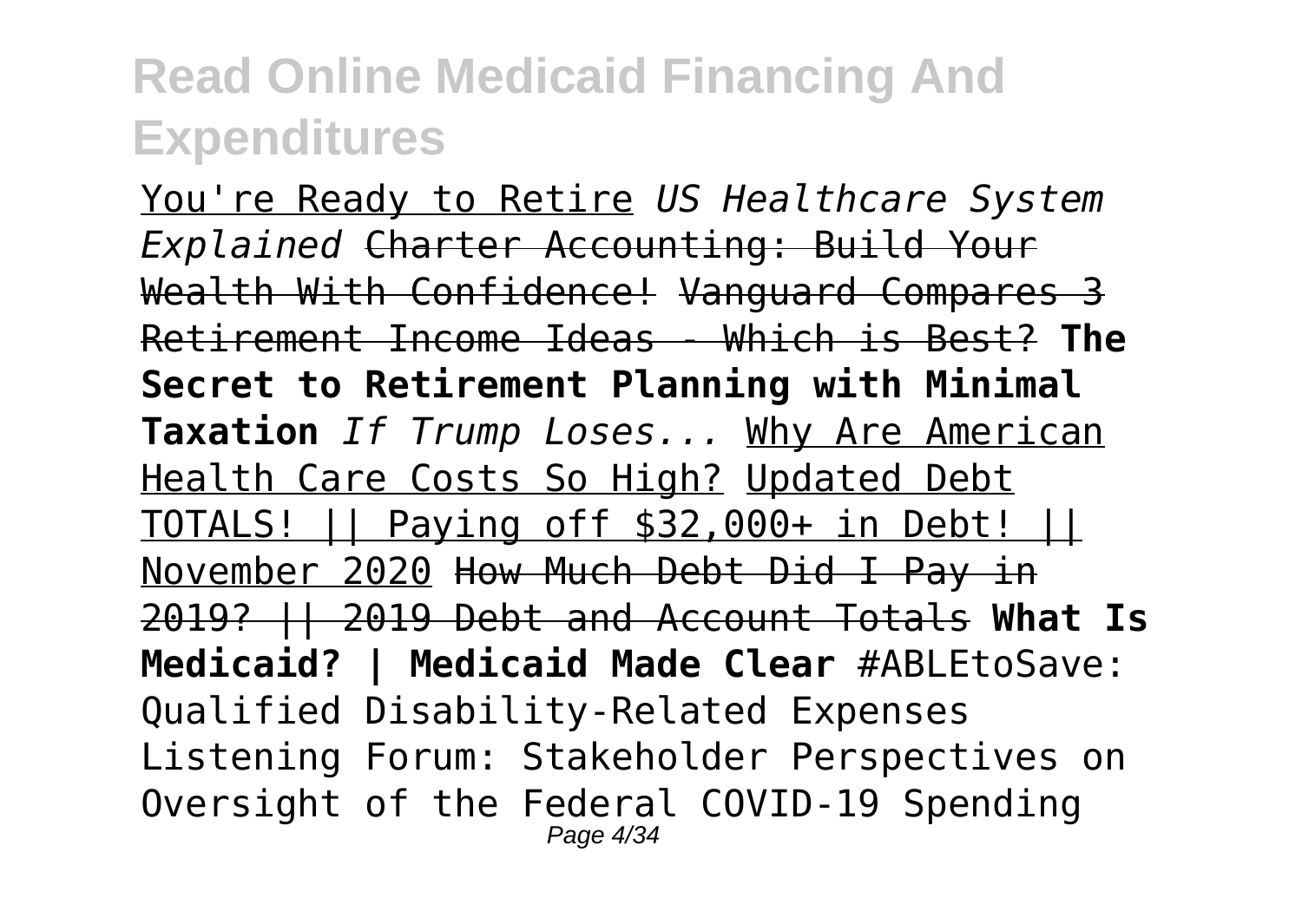You're Ready to Retire *US Healthcare System Explained* Charter Accounting: Build Your Wealth With Confidence! Vanguard Compares 3 Retirement Income Ideas - Which is Best? **The Secret to Retirement Planning with Minimal Taxation** *If Trump Loses...* Why Are American Health Care Costs So High? Updated Debt TOTALS! || Paying off $32,000+ in Debt! || November 2020 How Much Debt Did I Pay in 2019? || 2019 Debt and Account Totals **What Is Medicaid? | Medicaid Made Clear** #ABLEtoSave: Qualified Disability-Related Expenses Listening Forum: Stakeholder Perspectives on Oversight of the Federal COVID-19 Spending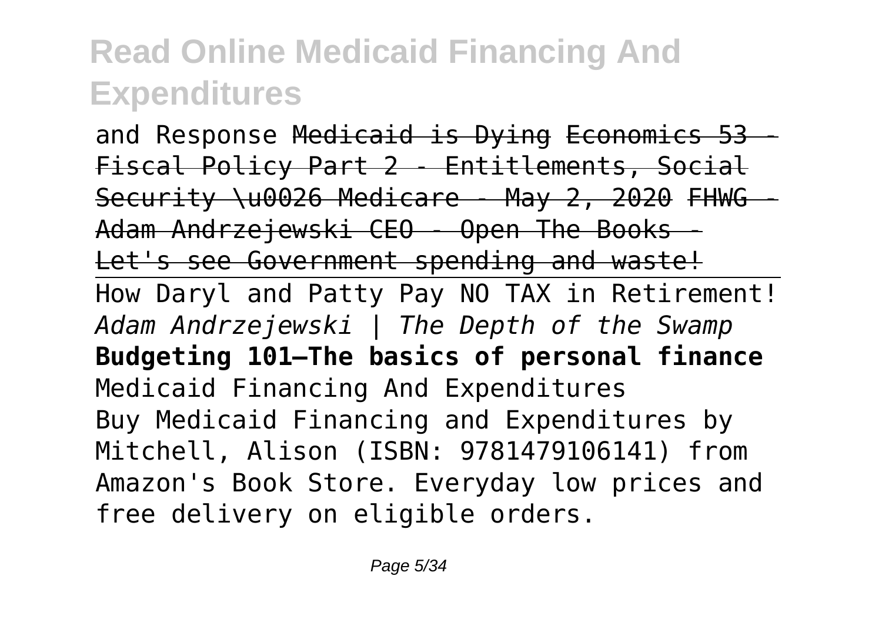and Response ~~Medicaid is Dying~~ ~~Economics 53 - Fiscal Policy Part 2 - Entitlements, Social Security \u0026 Medicare - May 2, 2020~~ ~~FHWG - Adam Andrzejewski CEO - Open The Books - Let's see Government spending and waste!~~

How Daryl and Patty Pay NO TAX in Retirement! *Adam Andrzejewski | The Depth of the Swamp* **Budgeting 101—The basics of personal finance** Medicaid Financing And Expenditures

Buy Medicaid Financing and Expenditures by Mitchell, Alison (ISBN: 9781479106141) from Amazon's Book Store. Everyday low prices and free delivery on eligible orders.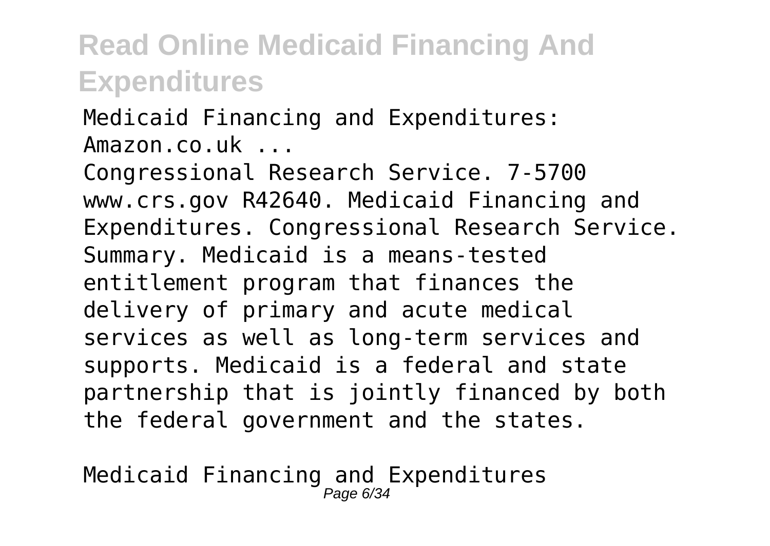Medicaid Financing and Expenditures: Amazon.co.uk ...

Congressional Research Service. 7-5700 www.crs.gov R42640. Medicaid Financing and Expenditures. Congressional Research Service. Summary. Medicaid is a means-tested entitlement program that finances the delivery of primary and acute medical services as well as long-term services and supports. Medicaid is a federal and state partnership that is jointly financed by both the federal government and the states.

Medicaid Financing and Expenditures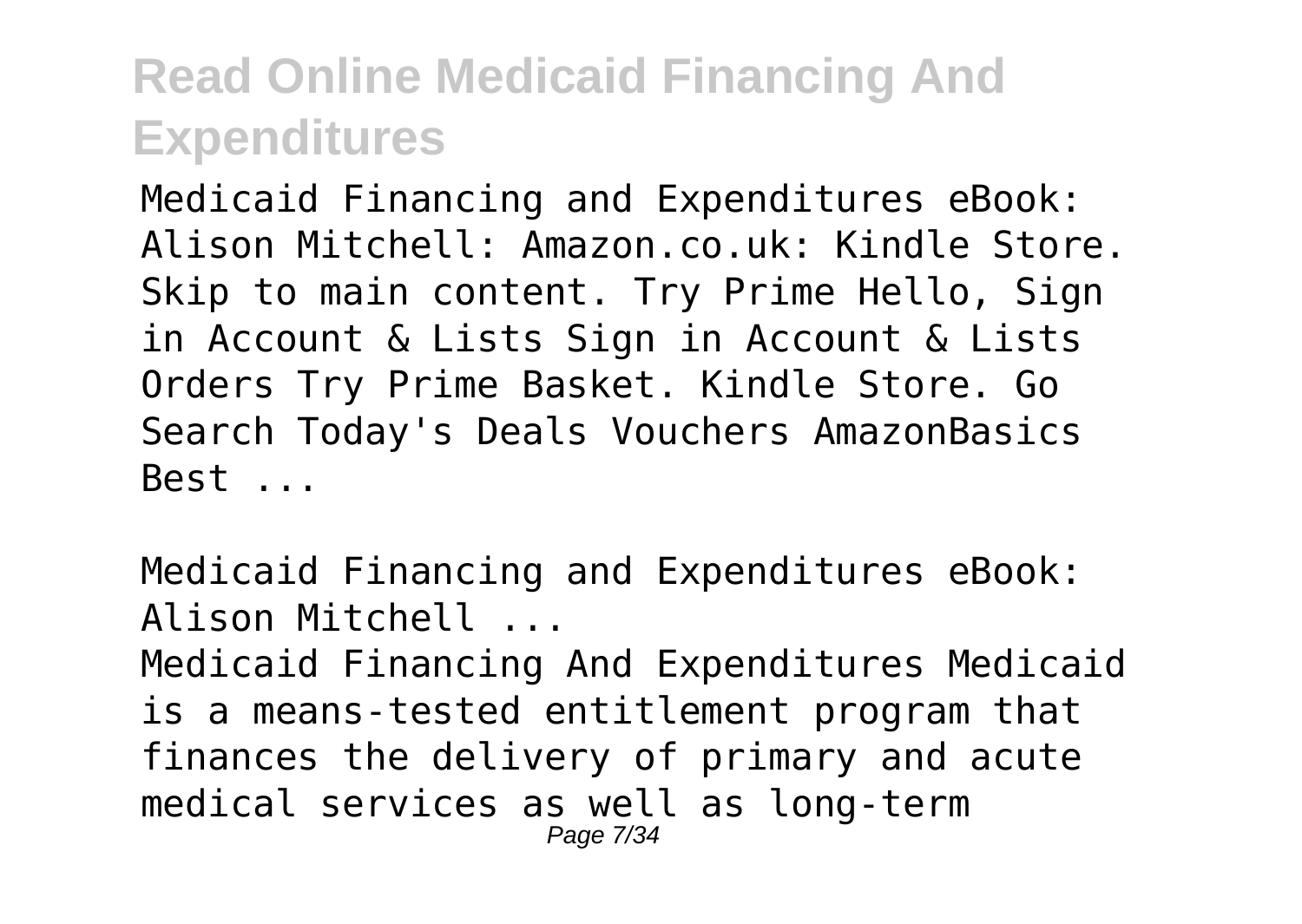## Read Online Medicaid Financing And Expenditures

Medicaid Financing and Expenditures eBook: Alison Mitchell: Amazon.co.uk: Kindle Store. Skip to main content. Try Prime Hello, Sign in Account & Lists Sign in Account & Lists Orders Try Prime Basket. Kindle Store. Go Search Today's Deals Vouchers AmazonBasics Best ...

Medicaid Financing and Expenditures eBook: Alison Mitchell ...

Medicaid Financing And Expenditures Medicaid is a means-tested entitlement program that finances the delivery of primary and acute medical services as well as long-term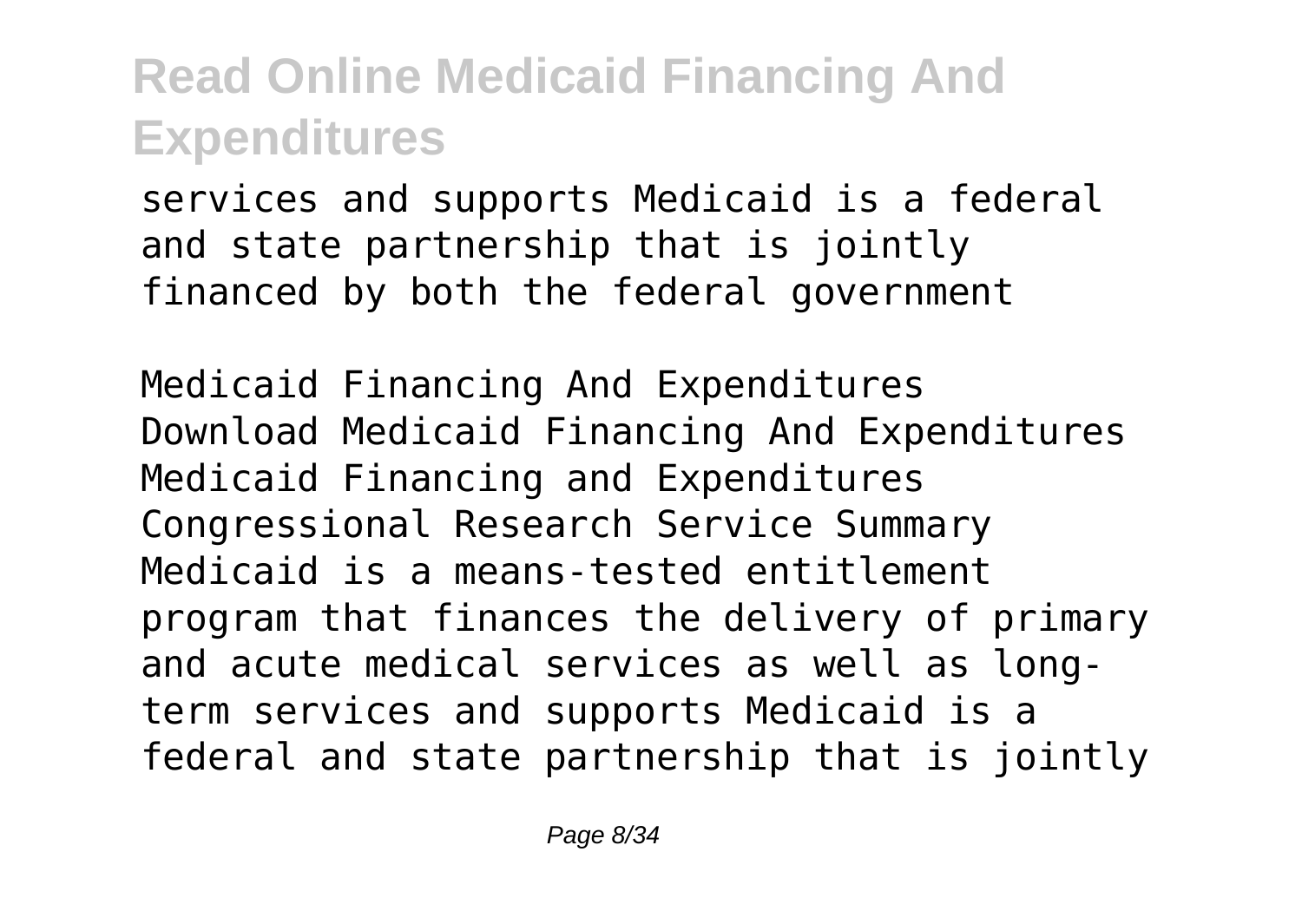services and supports Medicaid is a federal and state partnership that is jointly financed by both the federal government

Medicaid Financing And Expenditures Download Medicaid Financing And Expenditures Medicaid Financing and Expenditures Congressional Research Service Summary Medicaid is a means-tested entitlement program that finances the delivery of primary and acute medical services as well as long-term services and supports Medicaid is a federal and state partnership that is jointly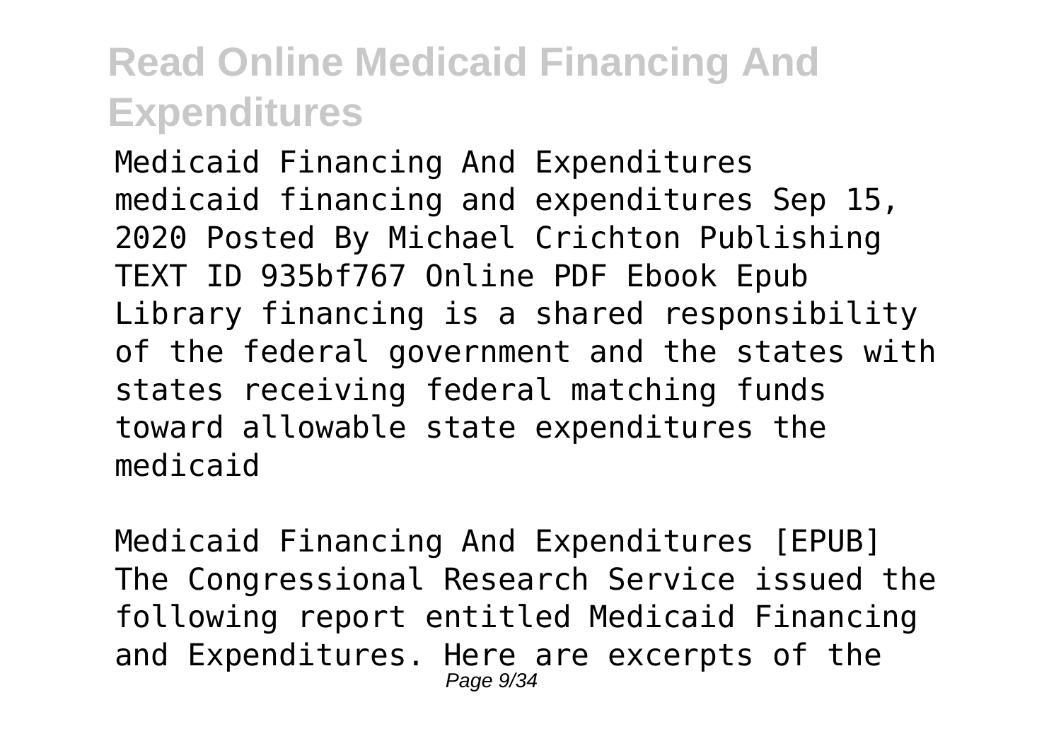## Read Online Medicaid Financing And Expenditures

Medicaid Financing And Expenditures
medicaid financing and expenditures Sep 15, 2020 Posted By Michael Crichton Publishing TEXT ID 935bf767 Online PDF Ebook Epub Library financing is a shared responsibility of the federal government and the states with states receiving federal matching funds toward allowable state expenditures the medicaid

Medicaid Financing And Expenditures [EPUB]
The Congressional Research Service issued the following report entitled Medicaid Financing and Expenditures. Here are excerpts of the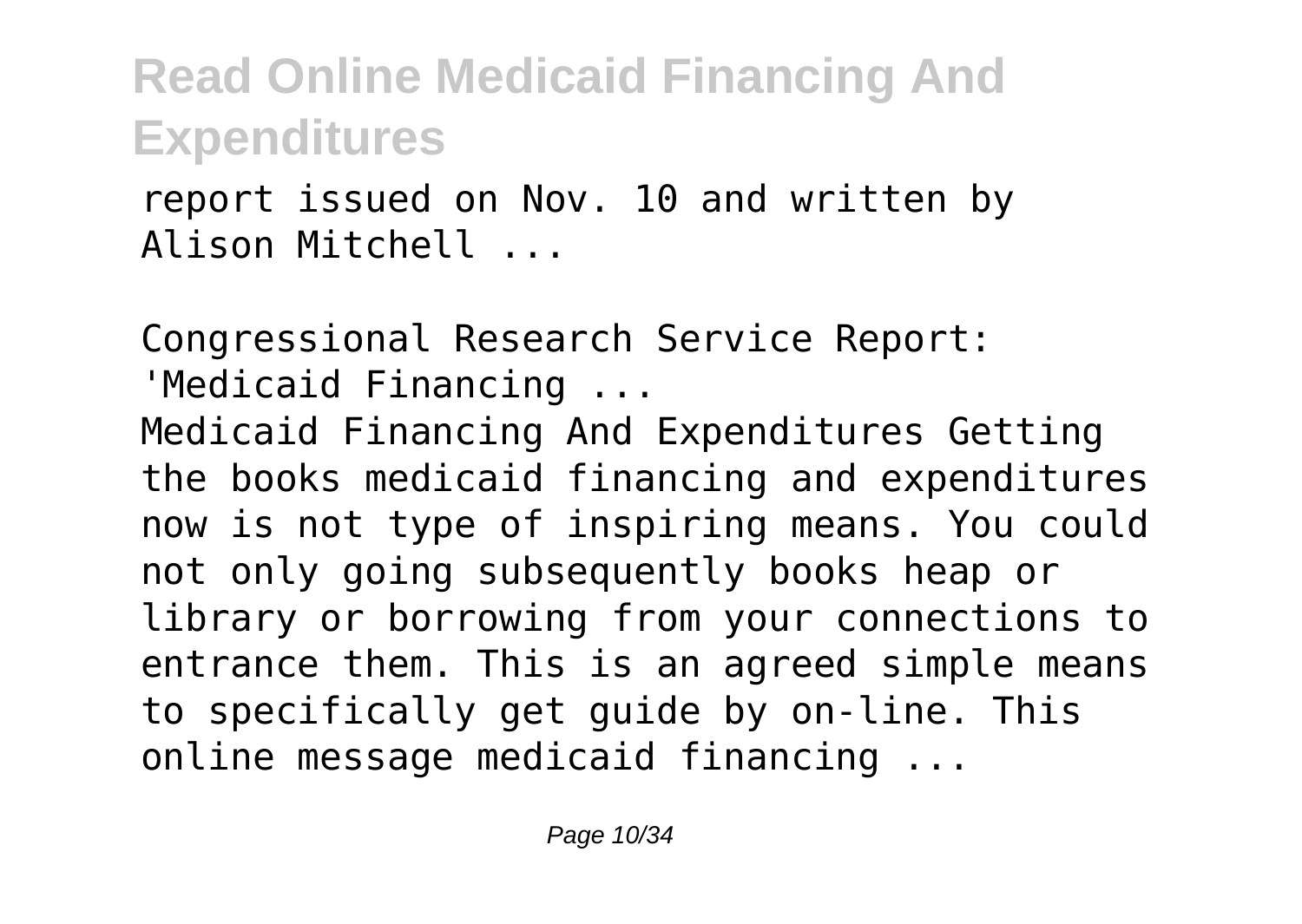report issued on Nov. 10 and written by Alison Mitchell ...

Congressional Research Service Report: 'Medicaid Financing ...

Medicaid Financing And Expenditures Getting the books medicaid financing and expenditures now is not type of inspiring means. You could not only going subsequently books heap or library or borrowing from your connections to entrance them. This is an agreed simple means to specifically get guide by on-line. This online message medicaid financing ...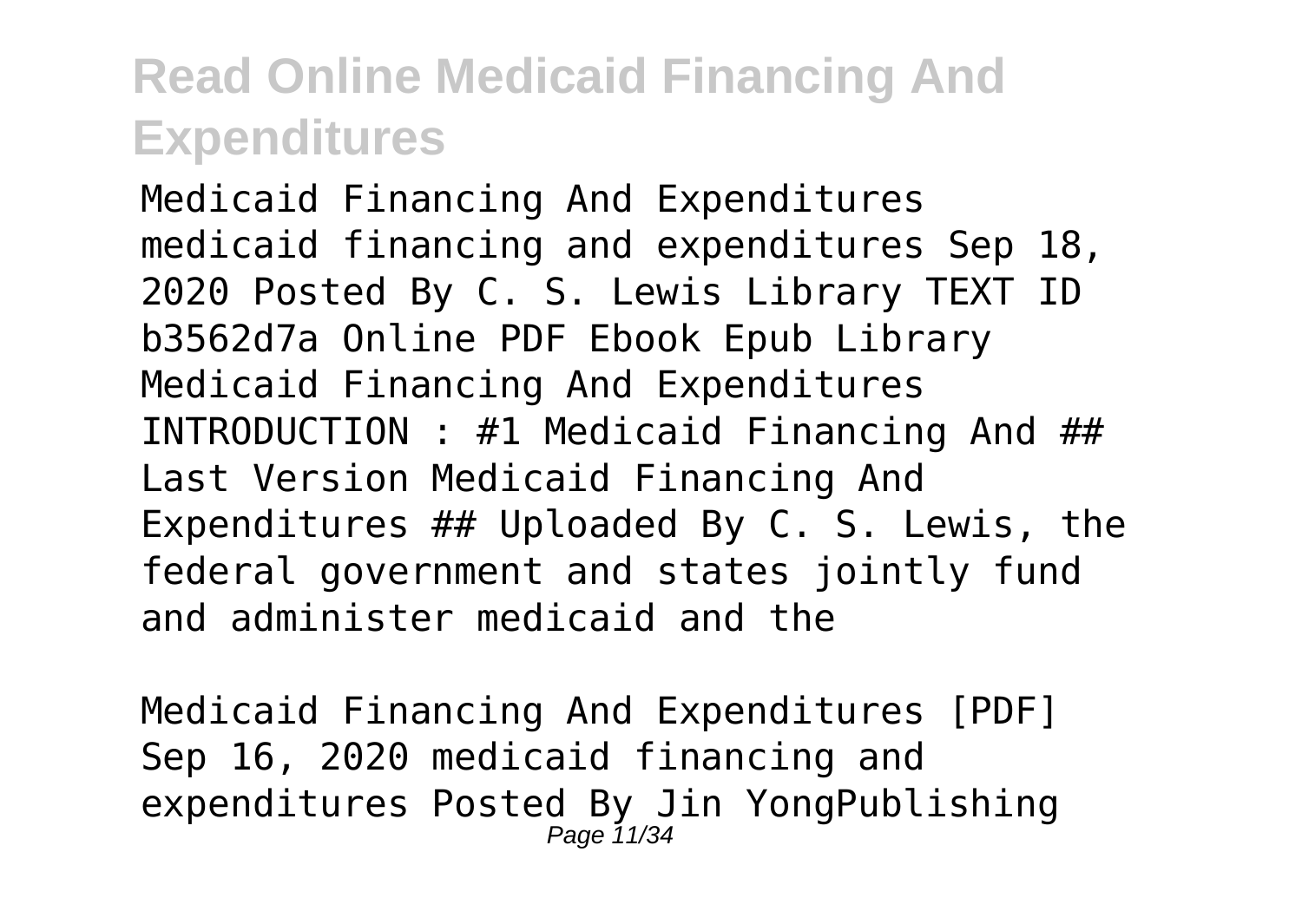Medicaid Financing And Expenditures medicaid financing and expenditures Sep 18, 2020 Posted By C. S. Lewis Library TEXT ID b3562d7a Online PDF Ebook Epub Library Medicaid Financing And Expenditures INTRODUCTION : #1 Medicaid Financing And ## Last Version Medicaid Financing And Expenditures ## Uploaded By C. S. Lewis, the federal government and states jointly fund and administer medicaid and the

Medicaid Financing And Expenditures [PDF] Sep 16, 2020 medicaid financing and expenditures Posted By Jin YongPublishing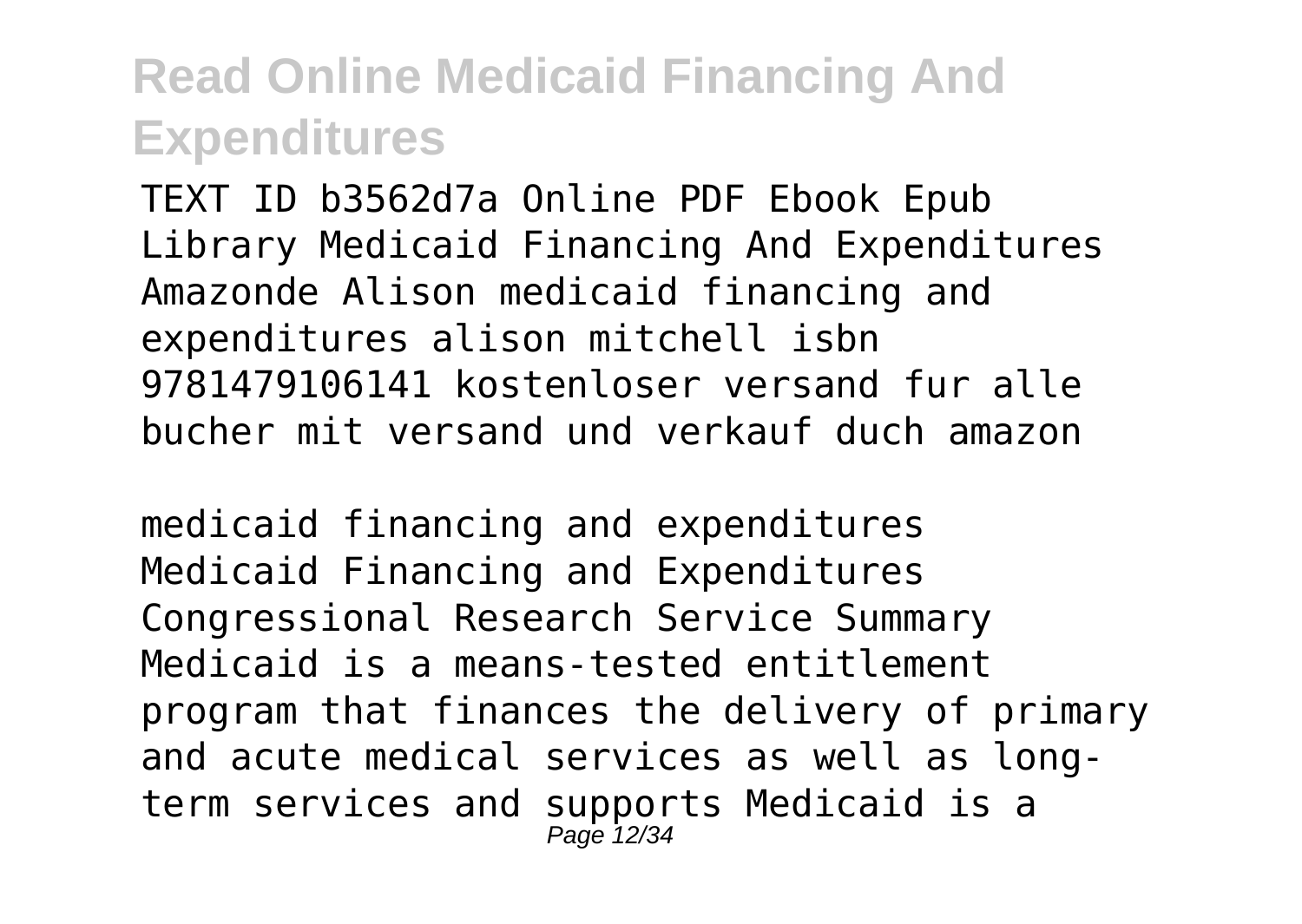TEXT ID b3562d7a Online PDF Ebook Epub Library Medicaid Financing And Expenditures Amazonde Alison medicaid financing and expenditures alison mitchell isbn 9781479106141 kostenloser versand fur alle bucher mit versand und verkauf duch amazon

medicaid financing and expenditures
Medicaid Financing and Expenditures Congressional Research Service Summary Medicaid is a means-tested entitlement program that finances the delivery of primary and acute medical services as well as long-term services and supports Medicaid is a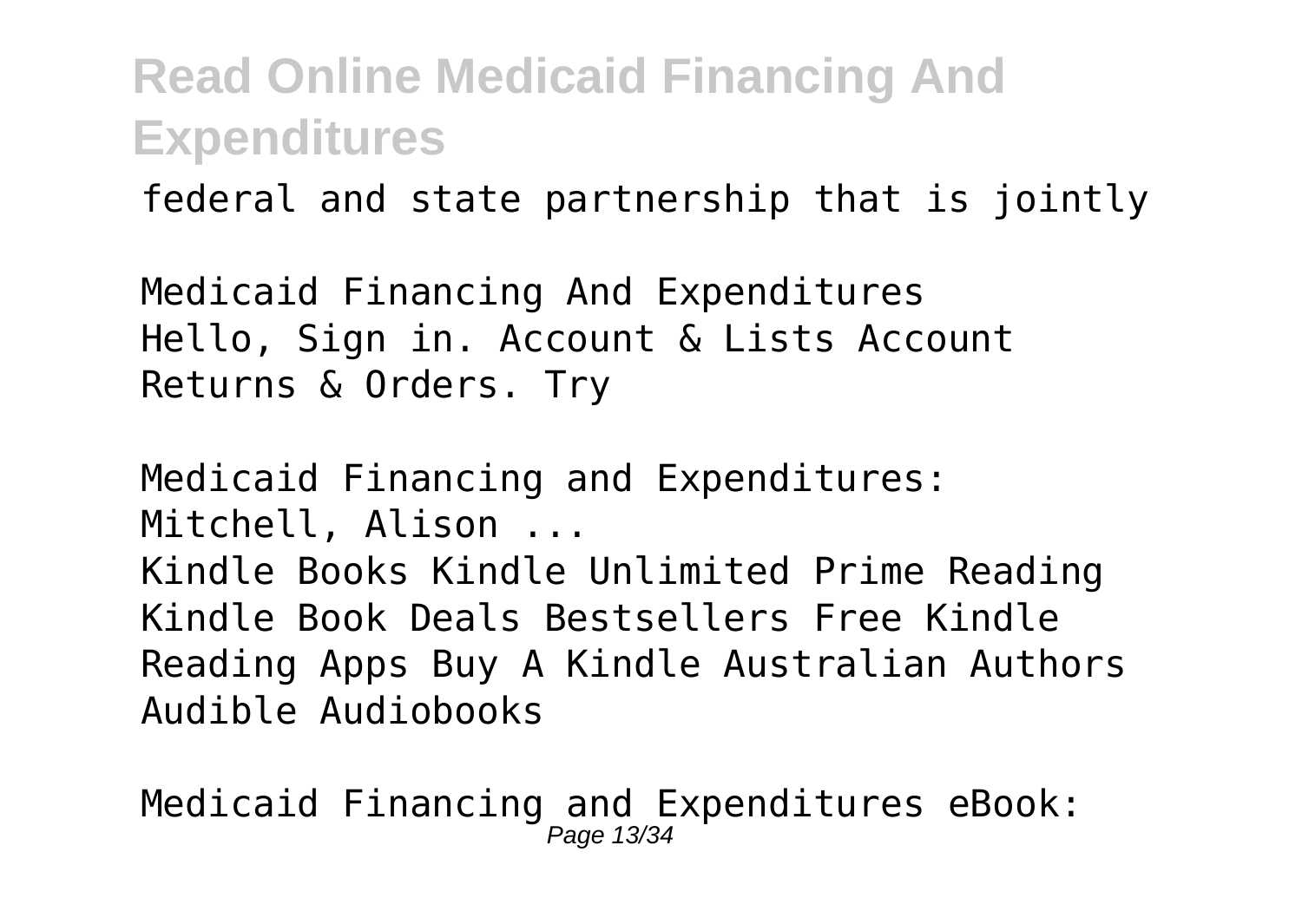federal and state partnership that is jointly

Medicaid Financing And Expenditures
Hello, Sign in. Account & Lists Account Returns & Orders. Try

Medicaid Financing and Expenditures: Mitchell, Alison ...
Kindle Books Kindle Unlimited Prime Reading Kindle Book Deals Bestsellers Free Kindle Reading Apps Buy A Kindle Australian Authors Audible Audiobooks

Medicaid Financing and Expenditures eBook: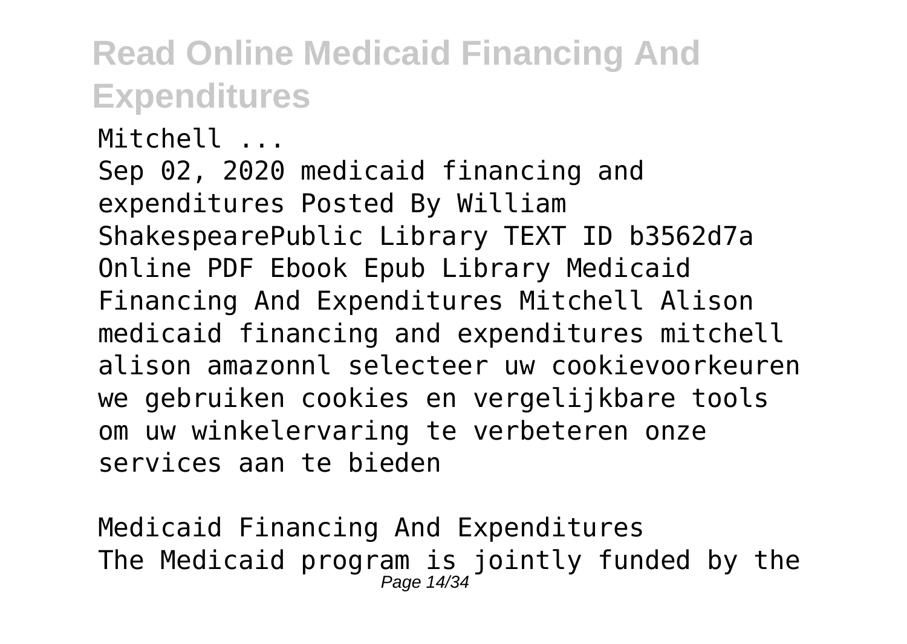Mitchell ...

Sep 02, 2020 medicaid financing and expenditures Posted By William ShakespearePublic Library TEXT ID b3562d7a Online PDF Ebook Epub Library Medicaid Financing And Expenditures Mitchell Alison medicaid financing and expenditures mitchell alison amazonnl selecteer uw cookievoorkeuren we gebruiken cookies en vergelijkbare tools om uw winkelervaring te verbeteren onze services aan te bieden

Medicaid Financing And Expenditures

The Medicaid program is jointly funded by the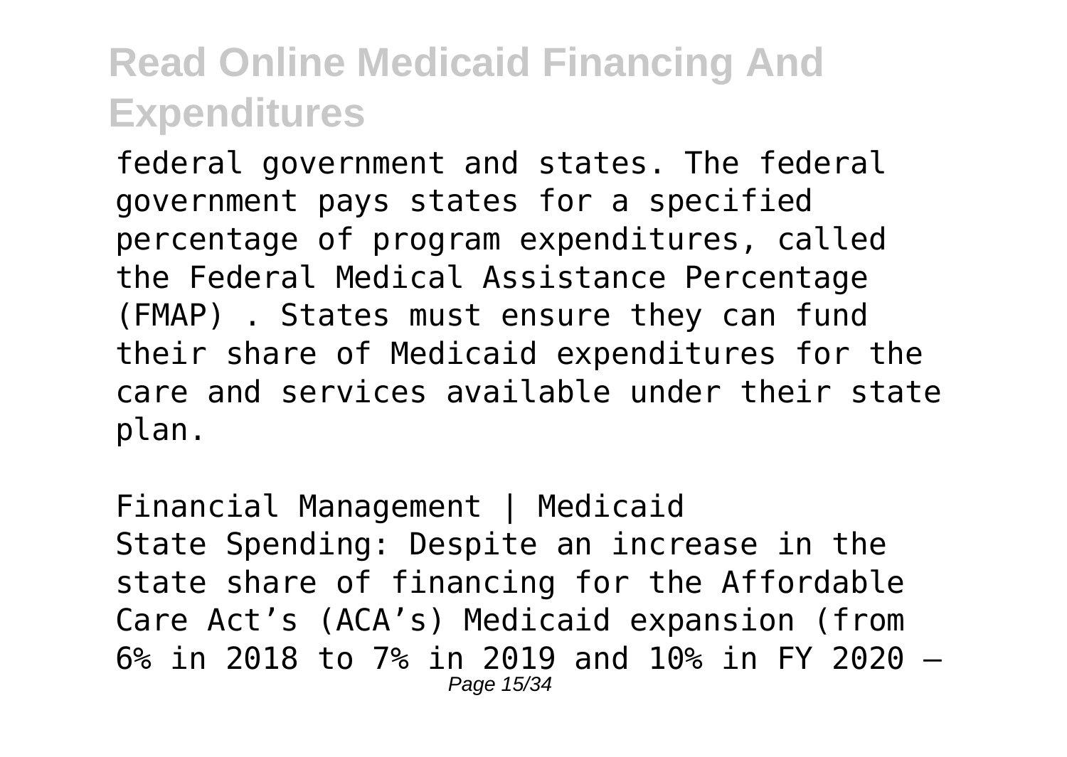federal government and states. The federal government pays states for a specified percentage of program expenditures, called the Federal Medical Assistance Percentage (FMAP) . States must ensure they can fund their share of Medicaid expenditures for the care and services available under their state plan.

Financial Management | Medicaid
State Spending: Despite an increase in the state share of financing for the Affordable Care Act's (ACA's) Medicaid expansion (from 6% in 2018 to 7% in 2019 and 10% in FY 2020 –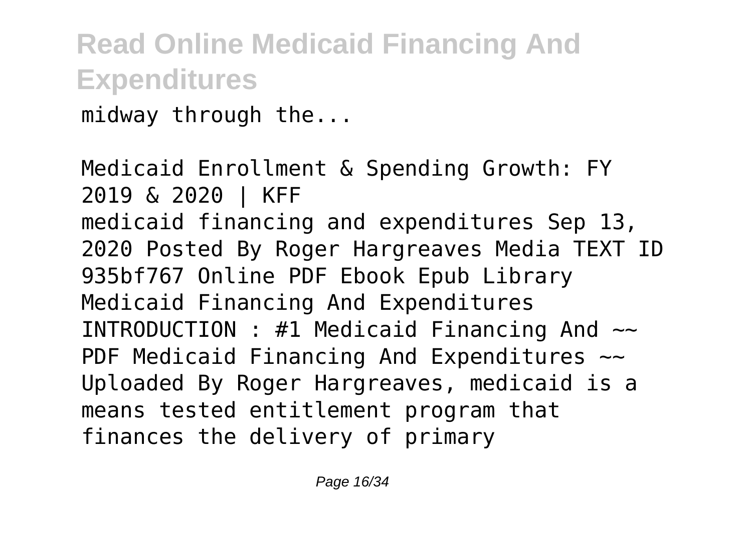midway through the...

Medicaid Enrollment & Spending Growth: FY 2019 & 2020 | KFF

medicaid financing and expenditures Sep 13, 2020 Posted By Roger Hargreaves Media TEXT ID 935bf767 Online PDF Ebook Epub Library Medicaid Financing And Expenditures INTRODUCTION : #1 Medicaid Financing And ~~ PDF Medicaid Financing And Expenditures ~~ Uploaded By Roger Hargreaves, medicaid is a means tested entitlement program that finances the delivery of primary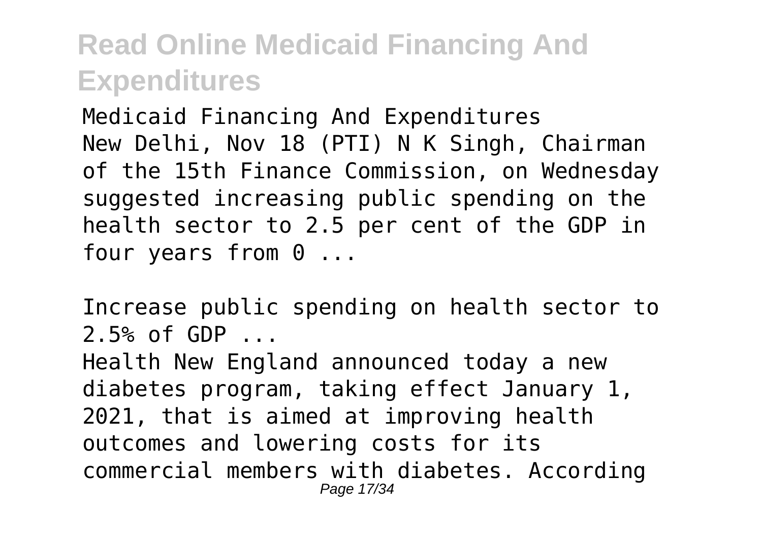Medicaid Financing And Expenditures
New Delhi, Nov 18 (PTI) N K Singh, Chairman of the 15th Finance Commission, on Wednesday suggested increasing public spending on the health sector to 2.5 per cent of the GDP in four years from 0 ...

Increase public spending on health sector to 2.5% of GDP ...

Health New England announced today a new diabetes program, taking effect January 1, 2021, that is aimed at improving health outcomes and lowering costs for its commercial members with diabetes. According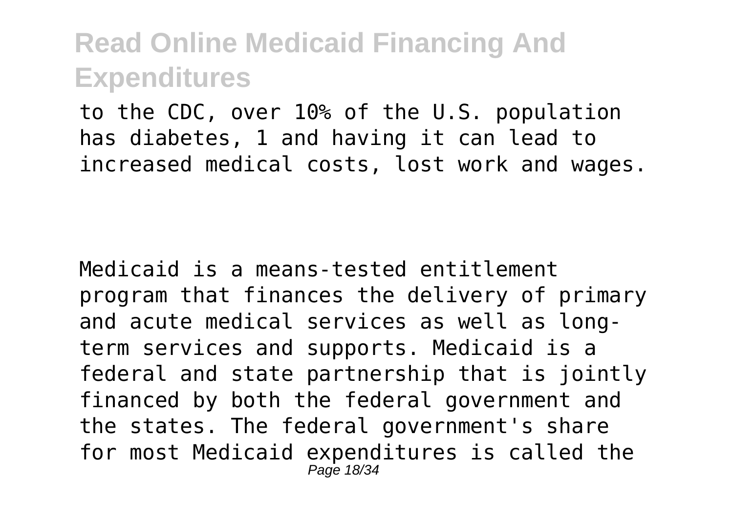to the CDC, over 10% of the U.S. population has diabetes, 1 and having it can lead to increased medical costs, lost work and wages.

Medicaid is a means-tested entitlement program that finances the delivery of primary and acute medical services as well as long-term services and supports. Medicaid is a federal and state partnership that is jointly financed by both the federal government and the states. The federal government's share for most Medicaid expenditures is called the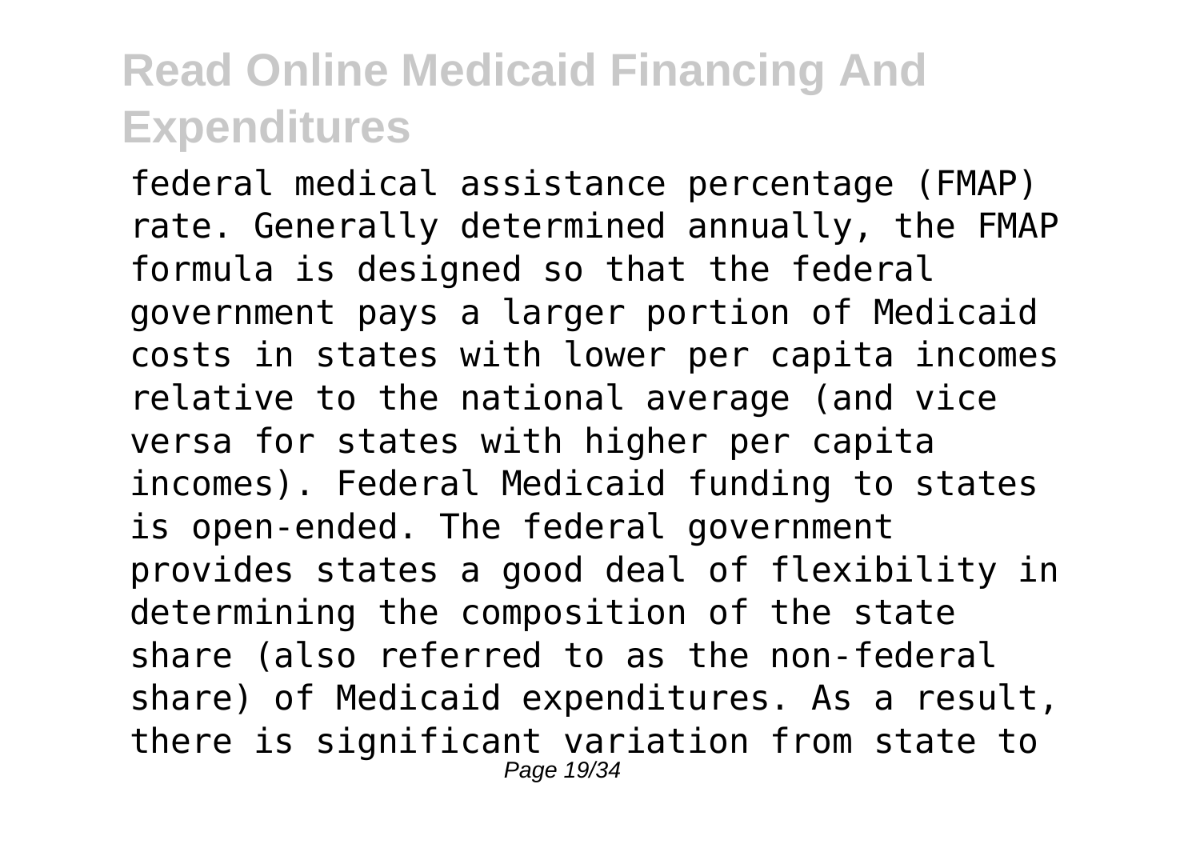federal medical assistance percentage (FMAP) rate. Generally determined annually, the FMAP formula is designed so that the federal government pays a larger portion of Medicaid costs in states with lower per capita incomes relative to the national average (and vice versa for states with higher per capita incomes). Federal Medicaid funding to states is open-ended. The federal government provides states a good deal of flexibility in determining the composition of the state share (also referred to as the non-federal share) of Medicaid expenditures. As a result, there is significant variation from state to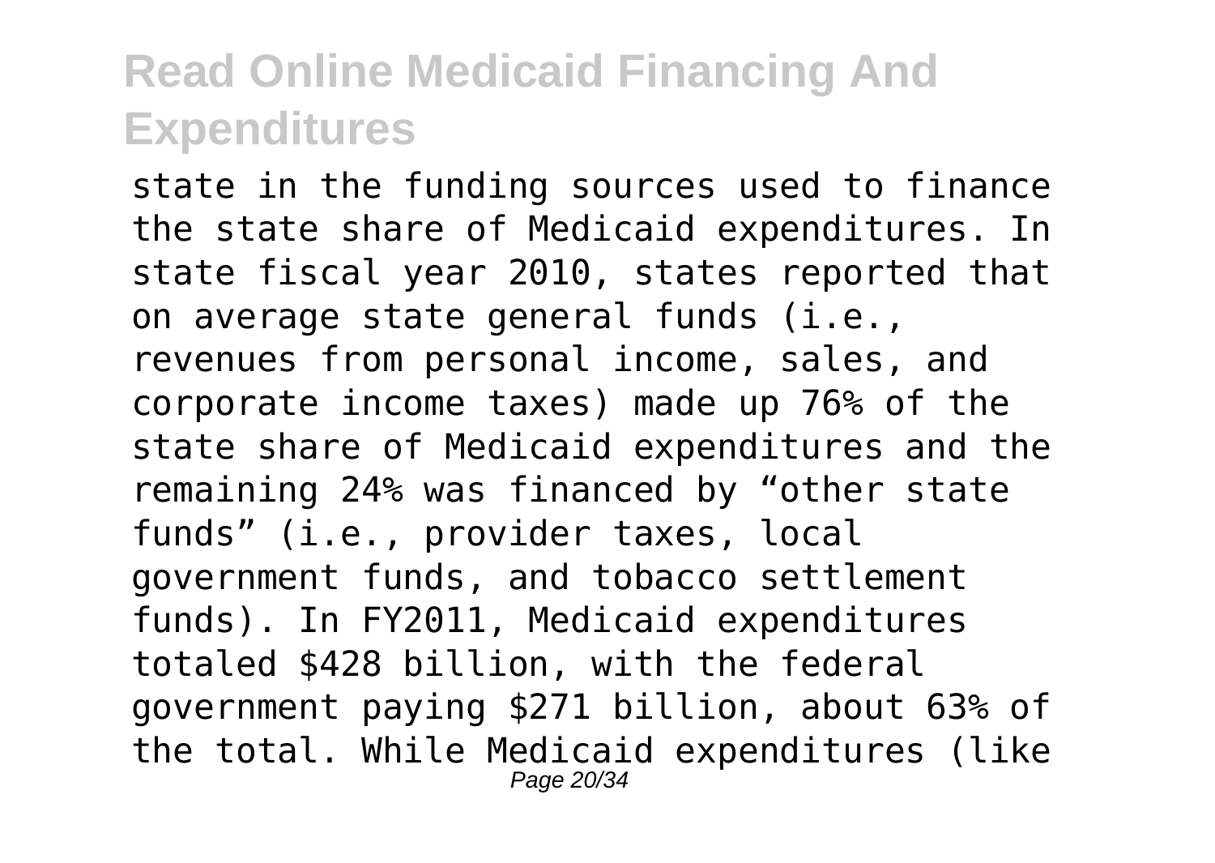state in the funding sources used to finance the state share of Medicaid expenditures. In state fiscal year 2010, states reported that on average state general funds (i.e., revenues from personal income, sales, and corporate income taxes) made up 76% of the state share of Medicaid expenditures and the remaining 24% was financed by “other state funds” (i.e., provider taxes, local government funds, and tobacco settlement funds). In FY2011, Medicaid expenditures totaled $428 billion, with the federal government paying $271 billion, about 63% of the total. While Medicaid expenditures (like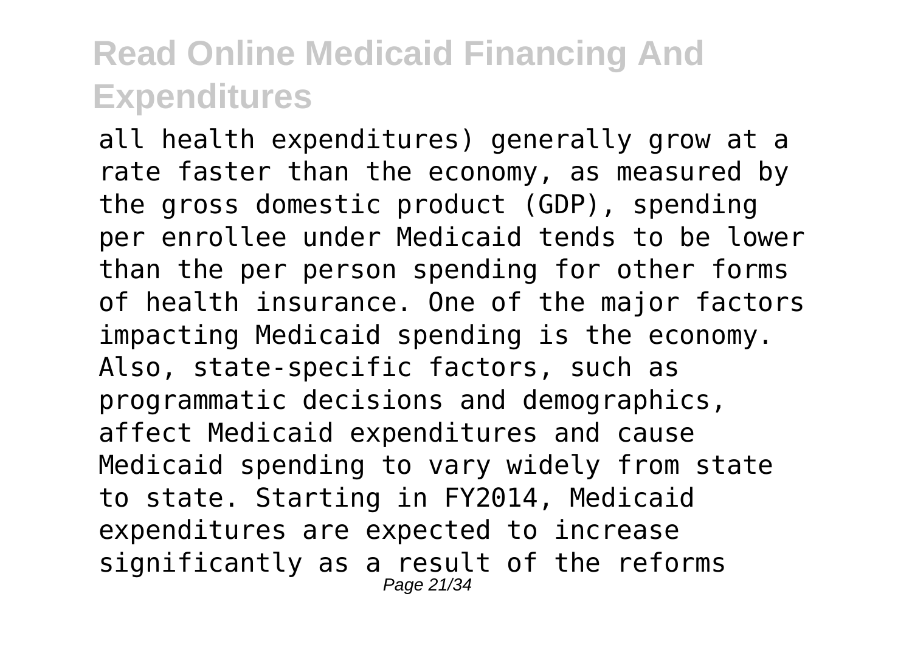all health expenditures) generally grow at a rate faster than the economy, as measured by the gross domestic product (GDP), spending per enrollee under Medicaid tends to be lower than the per person spending for other forms of health insurance. One of the major factors impacting Medicaid spending is the economy. Also, state-specific factors, such as programmatic decisions and demographics, affect Medicaid expenditures and cause Medicaid spending to vary widely from state to state. Starting in FY2014, Medicaid expenditures are expected to increase significantly as a result of the reforms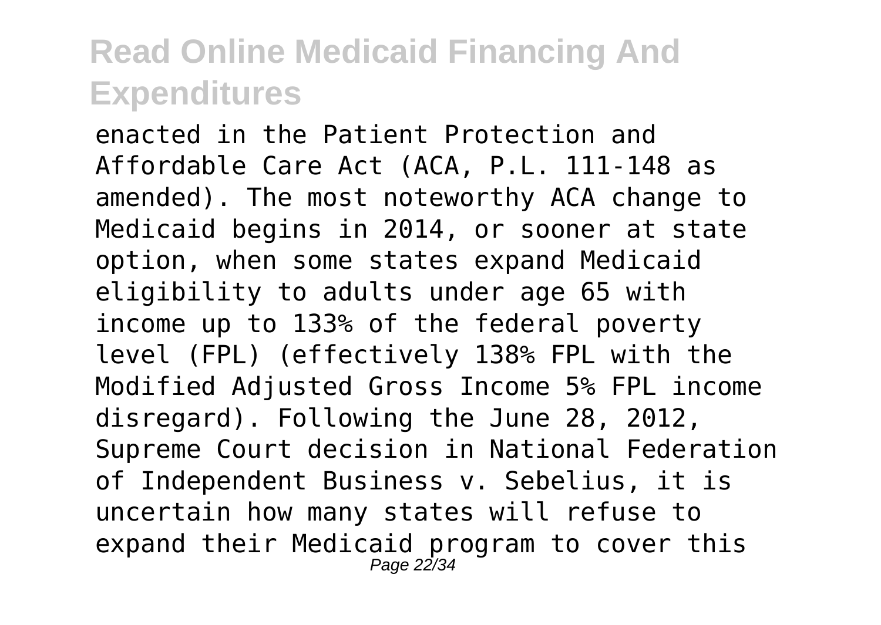enacted in the Patient Protection and Affordable Care Act (ACA, P.L. 111-148 as amended). The most noteworthy ACA change to Medicaid begins in 2014, or sooner at state option, when some states expand Medicaid eligibility to adults under age 65 with income up to 133% of the federal poverty level (FPL) (effectively 138% FPL with the Modified Adjusted Gross Income 5% FPL income disregard). Following the June 28, 2012, Supreme Court decision in National Federation of Independent Business v. Sebelius, it is uncertain how many states will refuse to expand their Medicaid program to cover this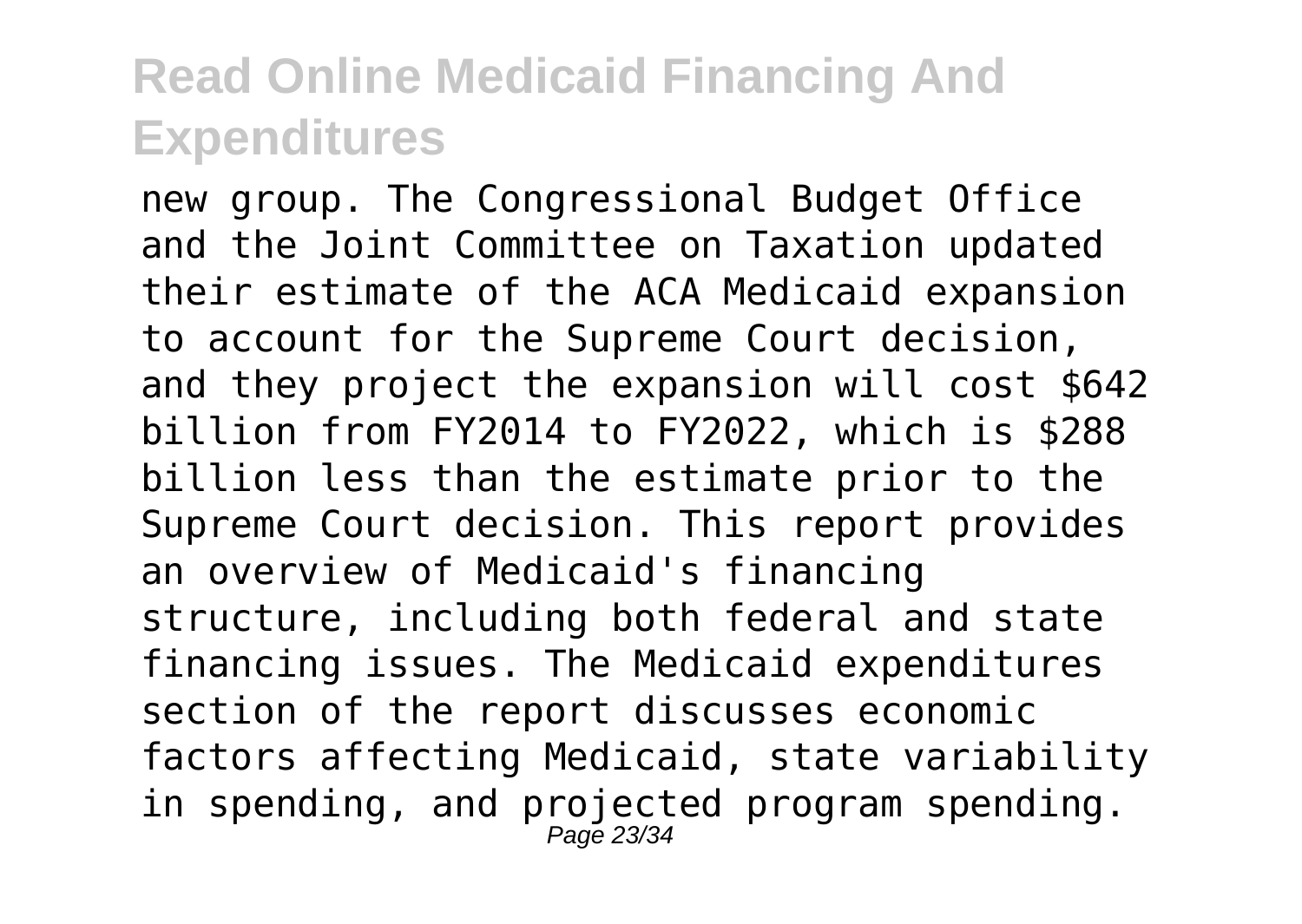new group. The Congressional Budget Office and the Joint Committee on Taxation updated their estimate of the ACA Medicaid expansion to account for the Supreme Court decision, and they project the expansion will cost $642 billion from FY2014 to FY2022, which is $288 billion less than the estimate prior to the Supreme Court decision. This report provides an overview of Medicaid's financing structure, including both federal and state financing issues. The Medicaid expenditures section of the report discusses economic factors affecting Medicaid, state variability in spending, and projected program spending.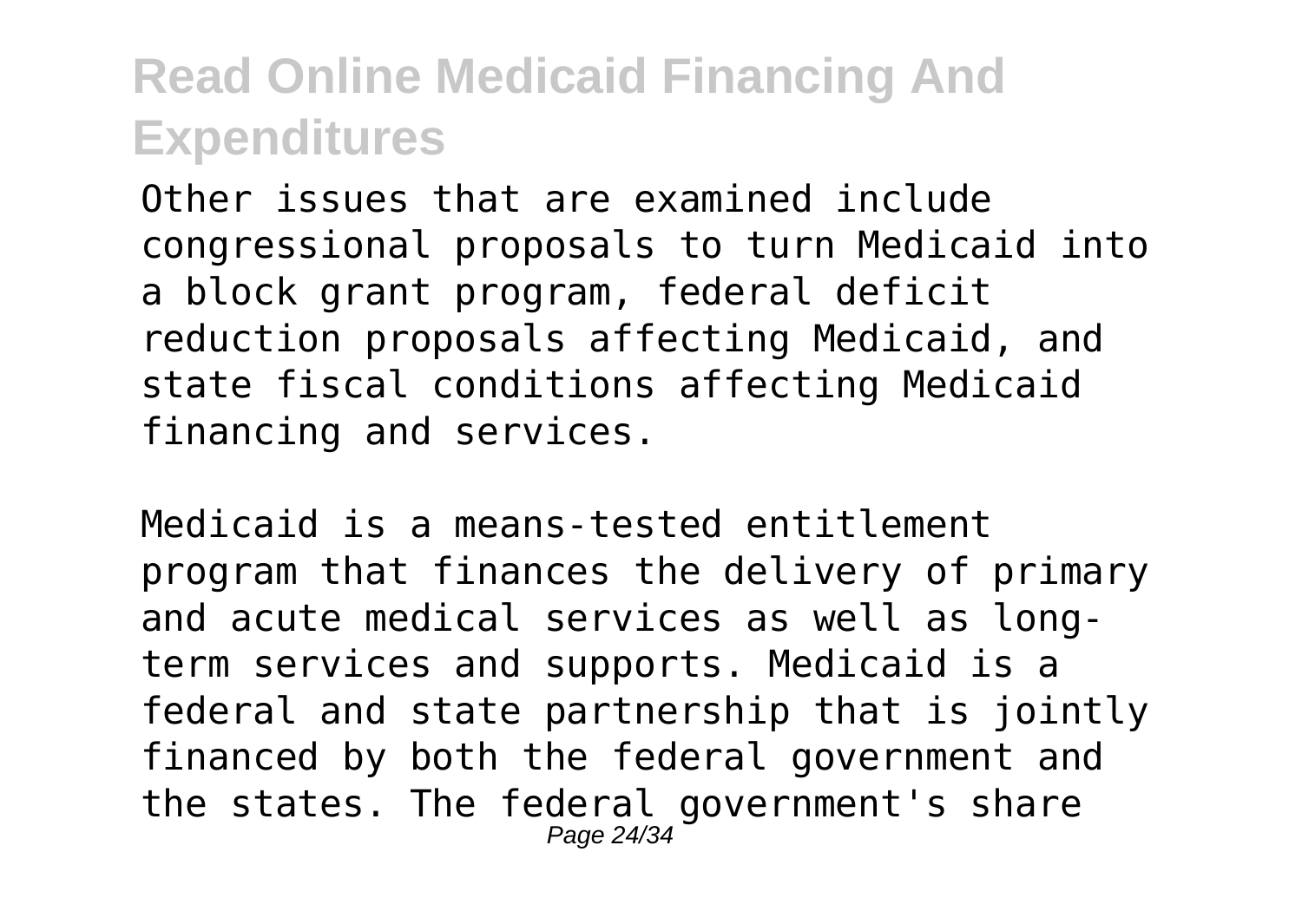Other issues that are examined include congressional proposals to turn Medicaid into a block grant program, federal deficit reduction proposals affecting Medicaid, and state fiscal conditions affecting Medicaid financing and services.

Medicaid is a means-tested entitlement program that finances the delivery of primary and acute medical services as well as long-term services and supports. Medicaid is a federal and state partnership that is jointly financed by both the federal government and the states. The federal government's share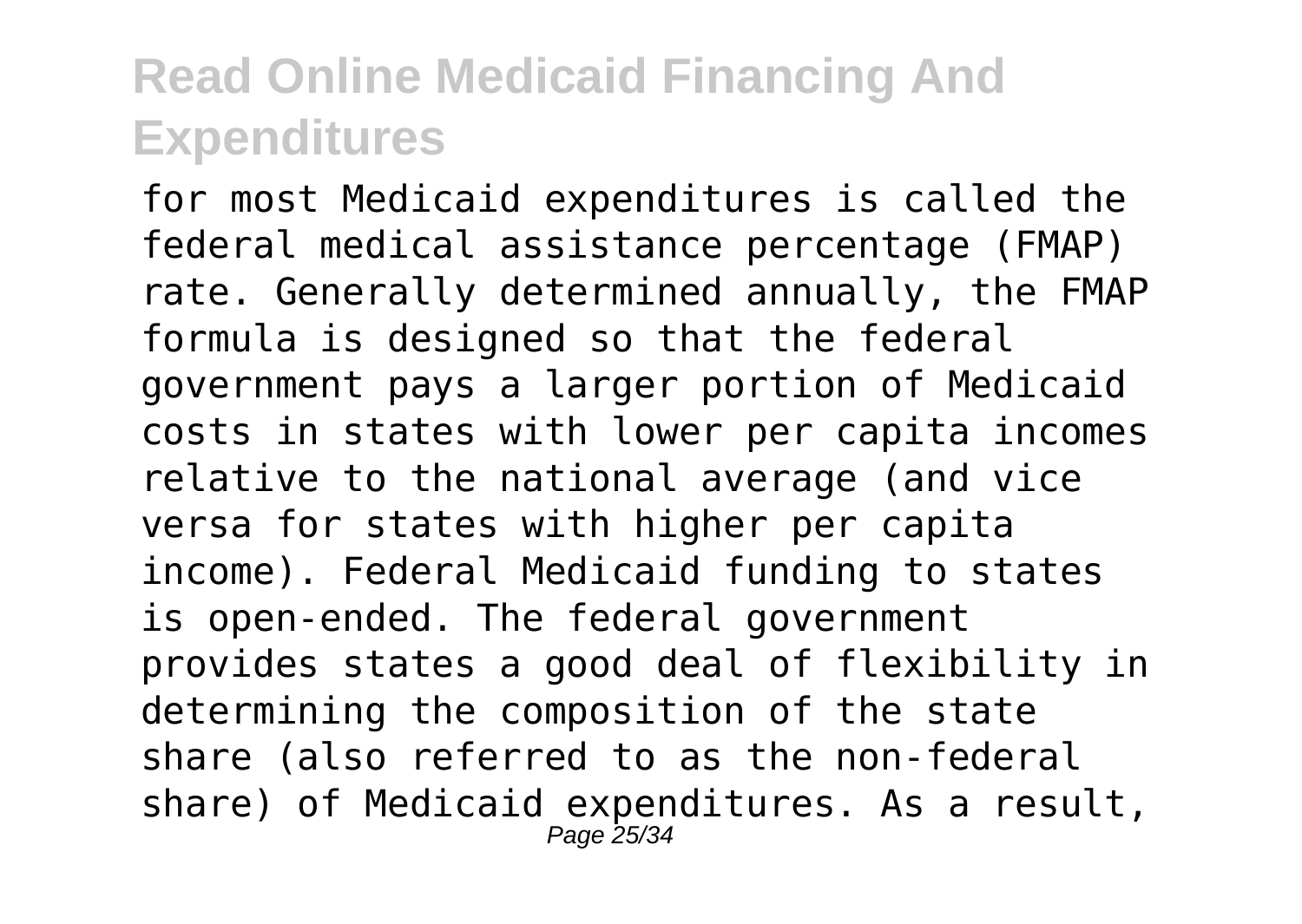for most Medicaid expenditures is called the federal medical assistance percentage (FMAP) rate. Generally determined annually, the FMAP formula is designed so that the federal government pays a larger portion of Medicaid costs in states with lower per capita incomes relative to the national average (and vice versa for states with higher per capita income). Federal Medicaid funding to states is open-ended. The federal government provides states a good deal of flexibility in determining the composition of the state share (also referred to as the non-federal share) of Medicaid expenditures. As a result,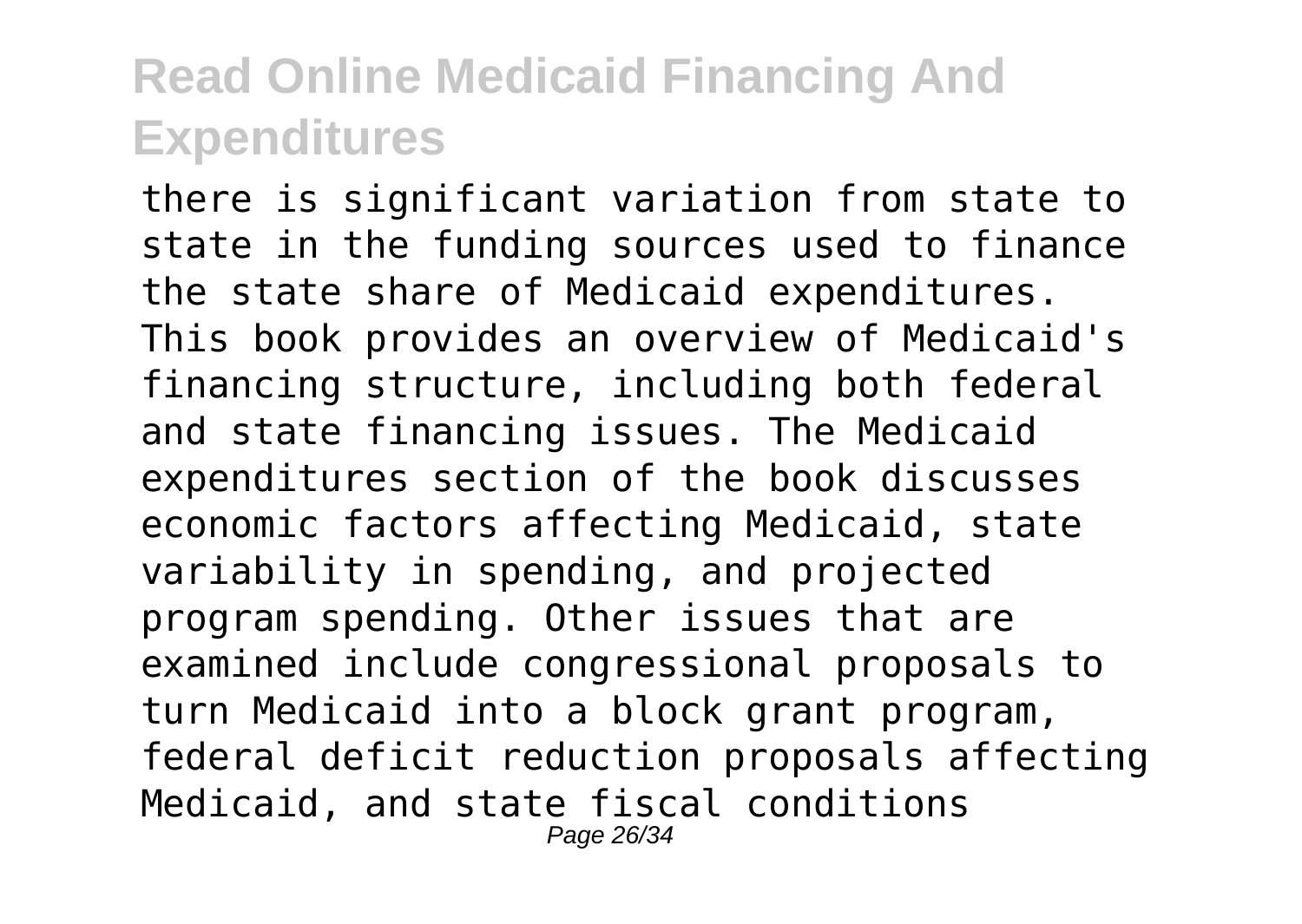there is significant variation from state to state in the funding sources used to finance the state share of Medicaid expenditures. This book provides an overview of Medicaid's financing structure, including both federal and state financing issues. The Medicaid expenditures section of the book discusses economic factors affecting Medicaid, state variability in spending, and projected program spending. Other issues that are examined include congressional proposals to turn Medicaid into a block grant program, federal deficit reduction proposals affecting Medicaid, and state fiscal conditions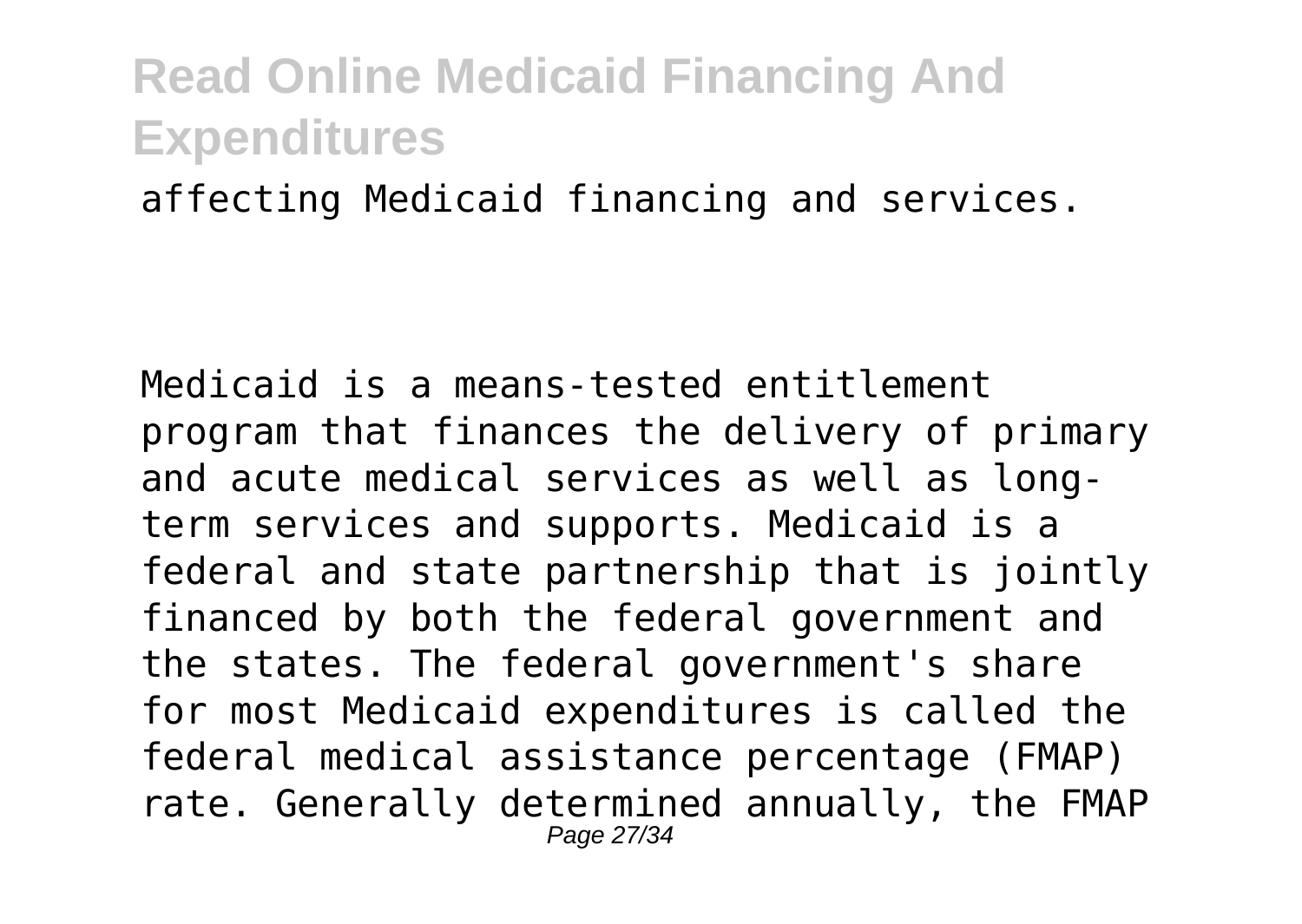affecting Medicaid financing and services.

Medicaid is a means-tested entitlement program that finances the delivery of primary and acute medical services as well as long-term services and supports. Medicaid is a federal and state partnership that is jointly financed by both the federal government and the states. The federal government's share for most Medicaid expenditures is called the federal medical assistance percentage (FMAP) rate. Generally determined annually, the FMAP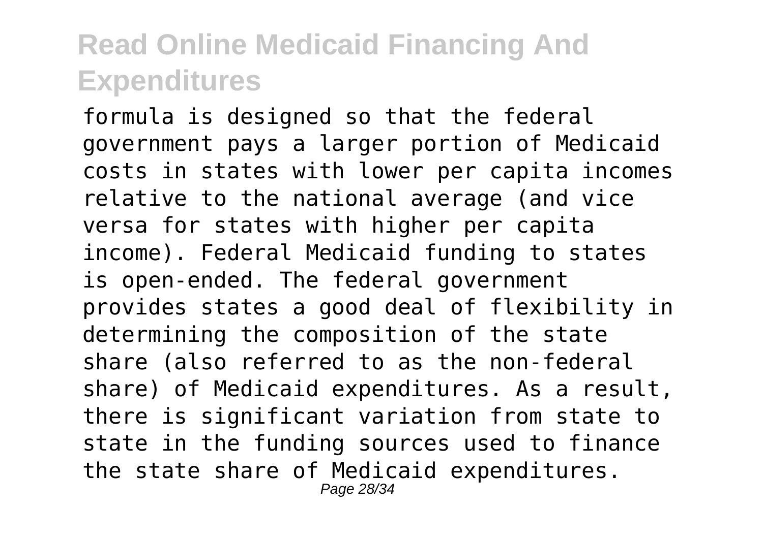formula is designed so that the federal government pays a larger portion of Medicaid costs in states with lower per capita incomes relative to the national average (and vice versa for states with higher per capita income). Federal Medicaid funding to states is open-ended. The federal government provides states a good deal of flexibility in determining the composition of the state share (also referred to as the non-federal share) of Medicaid expenditures. As a result, there is significant variation from state to state in the funding sources used to finance the state share of Medicaid expenditures.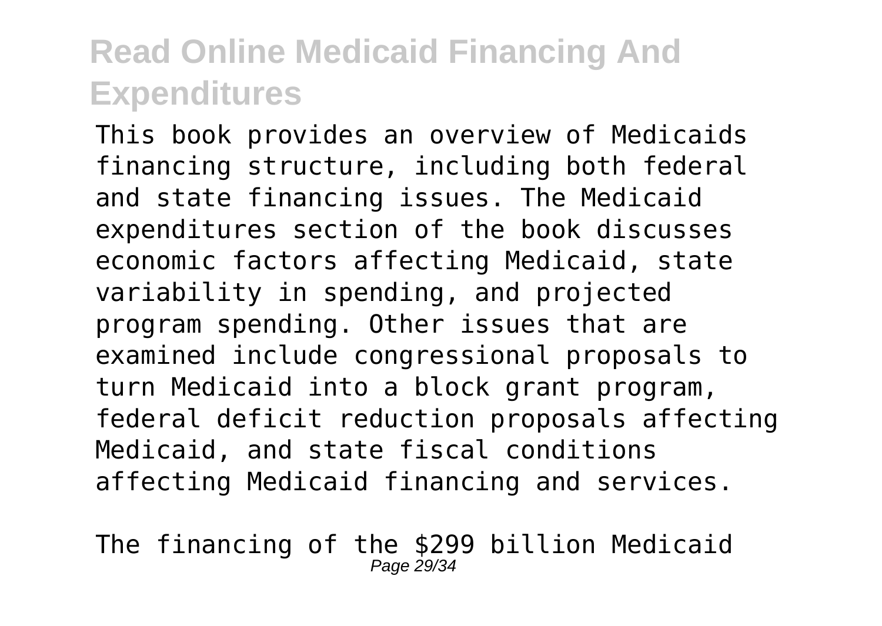# Read Online Medicaid Financing And Expenditures

This book provides an overview of Medicaids financing structure, including both federal and state financing issues. The Medicaid expenditures section of the book discusses economic factors affecting Medicaid, state variability in spending, and projected program spending. Other issues that are examined include congressional proposals to turn Medicaid into a block grant program, federal deficit reduction proposals affecting Medicaid, and state fiscal conditions affecting Medicaid financing and services.

The financing of the $299 billion Medicaid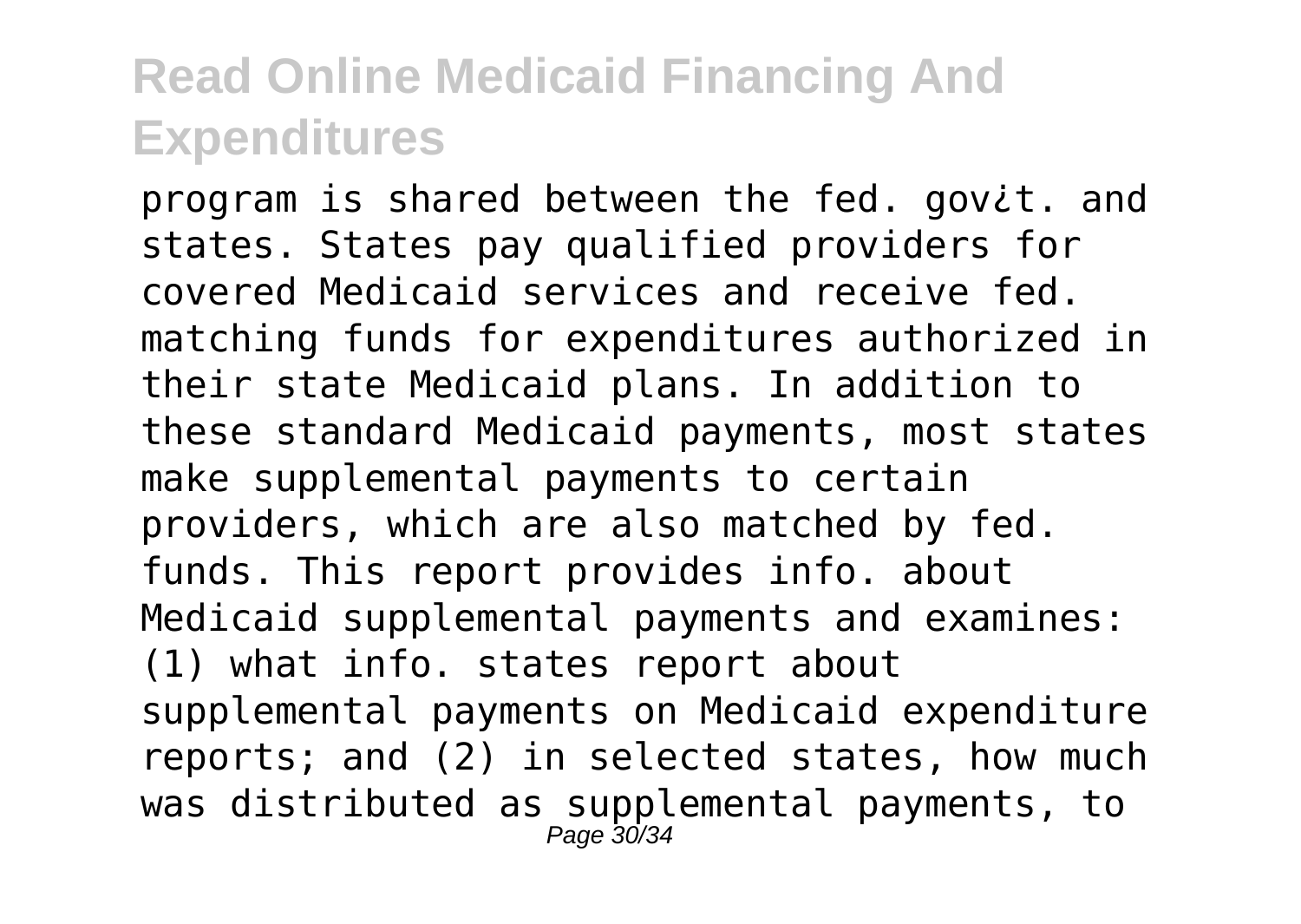program is shared between the fed. gov¿t. and states. States pay qualified providers for covered Medicaid services and receive fed. matching funds for expenditures authorized in their state Medicaid plans. In addition to these standard Medicaid payments, most states make supplemental payments to certain providers, which are also matched by fed. funds. This report provides info. about Medicaid supplemental payments and examines: (1) what info. states report about supplemental payments on Medicaid expenditure reports; and (2) in selected states, how much was distributed as supplemental payments, to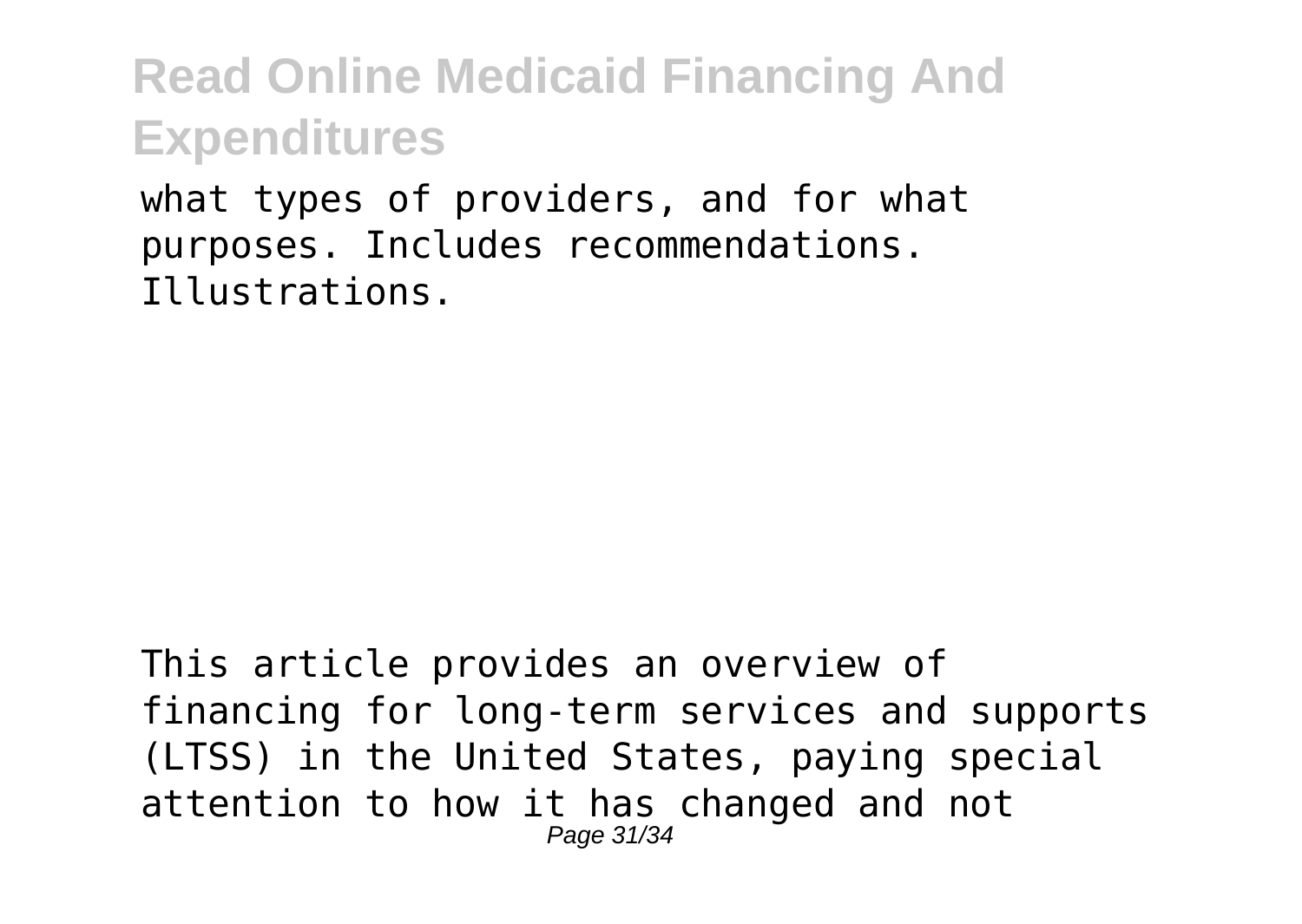what types of providers, and for what purposes. Includes recommendations. Illustrations.

This article provides an overview of financing for long-term services and supports (LTSS) in the United States, paying special attention to how it has changed and not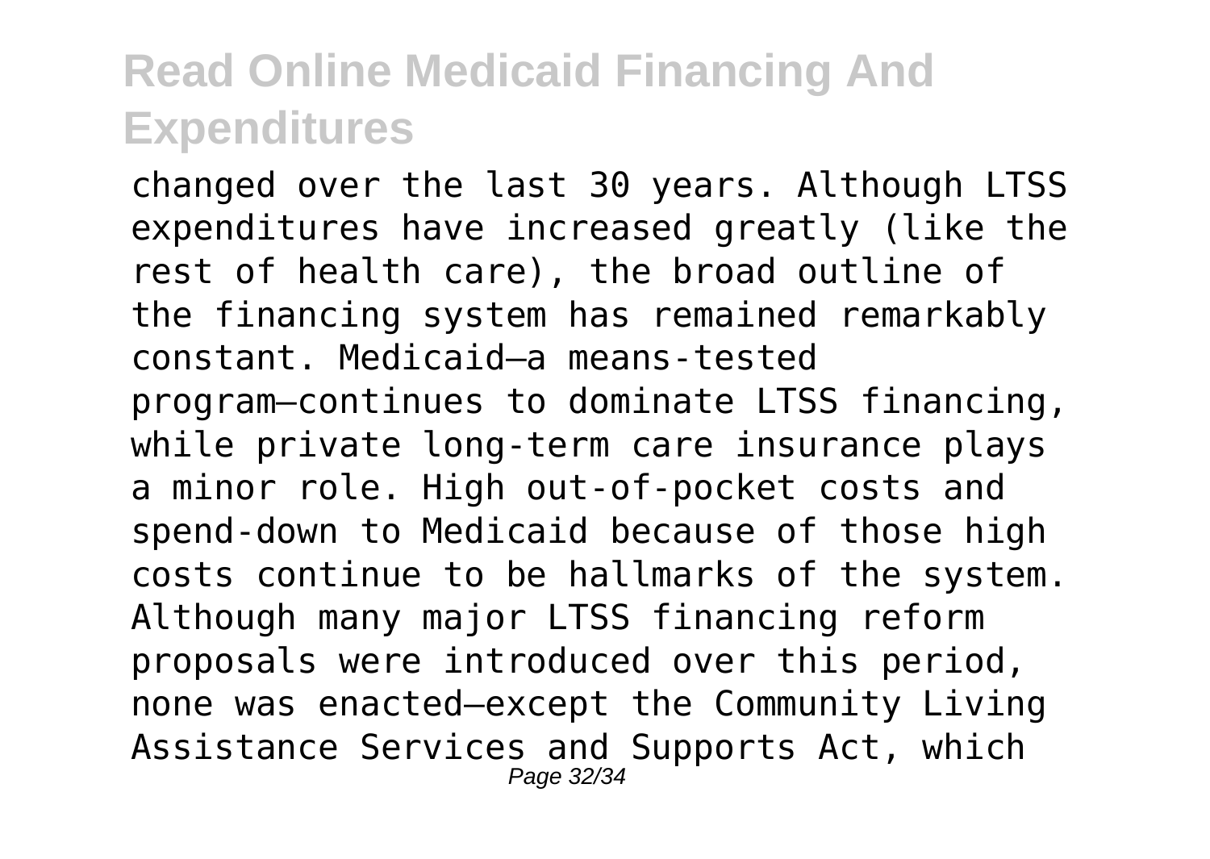changed over the last 30 years. Although LTSS expenditures have increased greatly (like the rest of health care), the broad outline of the financing system has remained remarkably constant. Medicaid—a means-tested program—continues to dominate LTSS financing, while private long-term care insurance plays a minor role. High out-of-pocket costs and spend-down to Medicaid because of those high costs continue to be hallmarks of the system. Although many major LTSS financing reform proposals were introduced over this period, none was enacted—except the Community Living Assistance Services and Supports Act, which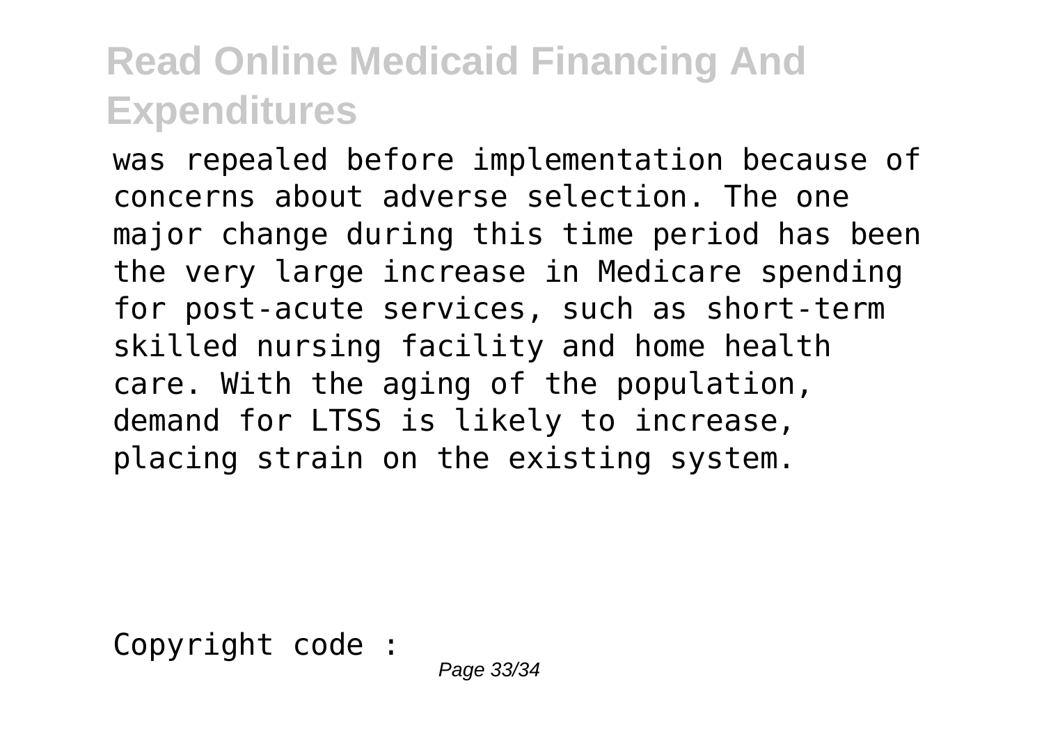was repealed before implementation because of concerns about adverse selection. The one major change during this time period has been the very large increase in Medicare spending for post-acute services, such as short-term skilled nursing facility and home health care. With the aging of the population, demand for LTSS is likely to increase, placing strain on the existing system.

Copyright code :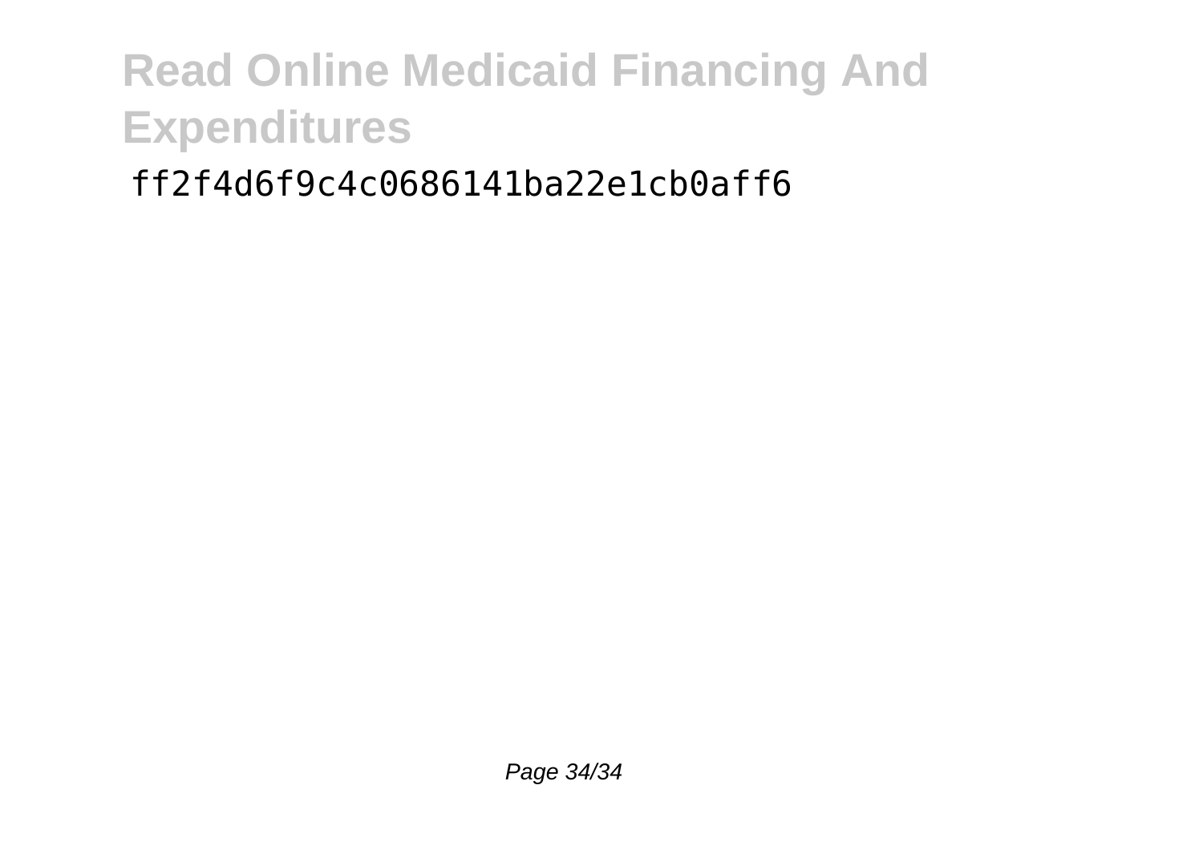ff2f4d6f9c4c0686141ba22e1cb0aff6